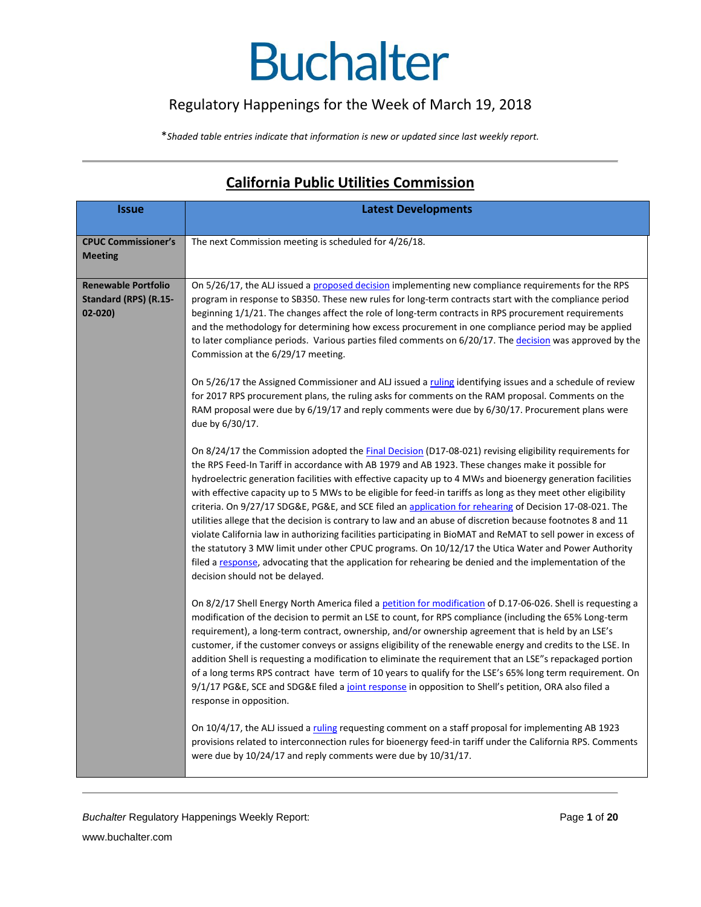# Buchalter

## Regulatory Happenings for the Week of March 19, 2018

*\*Shaded table entries indicate that information is new or updated since last weekly report.*

## California Public Utilities Commission

| Issue | Latest Developments |
|---|---|
| **CPUC Commissioner's Meeting** | The next Commission meeting is scheduled for 4/26/18. |
| **Renewable Portfolio Standard (RPS) (R.15-02-020)** | On 5/26/17, the ALJ issued a proposed decision implementing new compliance requirements for the RPS program in response to SB350. These new rules for long-term contracts start with the compliance period beginning 1/1/21. The changes affect the role of long-term contracts in RPS procurement requirements and the methodology for determining how excess procurement in one compliance period may be applied to later compliance periods. Various parties filed comments on 6/20/17. The decision was approved by the Commission at the 6/29/17 meeting.<br><br>On 5/26/17 the Assigned Commissioner and ALJ issued a ruling identifying issues and a schedule of review for 2017 RPS procurement plans, the ruling asks for comments on the RAM proposal. Comments on the RAM proposal were due by 6/19/17 and reply comments were due by 6/30/17. Procurement plans were due by 6/30/17.<br><br>On 8/24/17 the Commission adopted the Final Decision (D17-08-021) revising eligibility requirements for the RPS Feed-In Tariff in accordance with AB 1979 and AB 1923. These changes make it possible for hydroelectric generation facilities with effective capacity up to 4 MWs and bioenergy generation facilities with effective capacity up to 5 MWs to be eligible for feed-in tariffs as long as they meet other eligibility criteria. On 9/27/17 SDG&E, PG&E, and SCE filed an application for rehearing of Decision 17-08-021. The utilities allege that the decision is contrary to law and an abuse of discretion because footnotes 8 and 11 violate California law in authorizing facilities participating in BioMAT and ReMAT to sell power in excess of the statutory 3 MW limit under other CPUC programs. On 10/12/17 the Utica Water and Power Authority filed a response, advocating that the application for rehearing be denied and the implementation of the decision should not be delayed.<br><br>On 8/2/17 Shell Energy North America filed a petition for modification of D.17-06-026. Shell is requesting a modification of the decision to permit an LSE to count, for RPS compliance (including the 65% Long-term requirement), a long-term contract, ownership, and/or ownership agreement that is held by an LSE's customer, if the customer conveys or assigns eligibility of the renewable energy and credits to the LSE. In addition Shell is requesting a modification to eliminate the requirement that an LSE"s repackaged portion of a long terms RPS contract have term of 10 years to qualify for the LSE's 65% long term requirement. On 9/1/17 PG&E, SCE and SDG&E filed a joint response in opposition to Shell's petition, ORA also filed a response in opposition.<br><br>On 10/4/17, the ALJ issued a ruling requesting comment on a staff proposal for implementing AB 1923 provisions related to interconnection rules for bioenergy feed-in tariff under the California RPS. Comments were due by 10/24/17 and reply comments were due by 10/31/17. |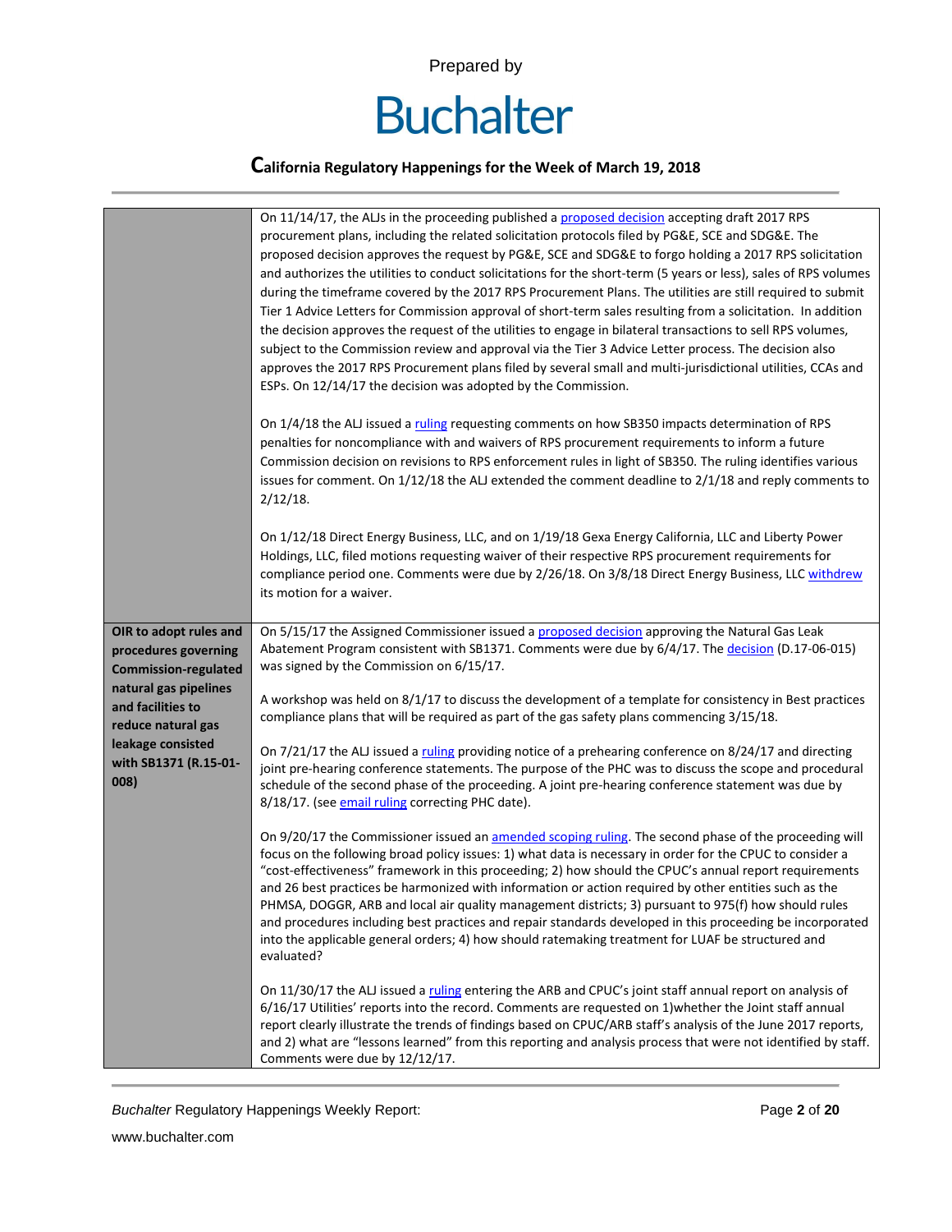| | |
|---|---|
| | On 11/14/17, the ALJs in the proceeding published a proposed decision accepting draft 2017 RPS procurement plans, including the related solicitation protocols filed by PG&E, SCE and SDG&E. The proposed decision approves the request by PG&E, SCE and SDG&E to forgo holding a 2017 RPS solicitation and authorizes the utilities to conduct solicitations for the short-term (5 years or less), sales of RPS volumes during the timeframe covered by the 2017 RPS Procurement Plans. The utilities are still required to submit Tier 1 Advice Letters for Commission approval of short-term sales resulting from a solicitation. In addition the decision approves the request of the utilities to engage in bilateral transactions to sell RPS volumes, subject to the Commission review and approval via the Tier 3 Advice Letter process. The decision also approves the 2017 RPS Procurement plans filed by several small and multi-jurisdictional utilities, CCAs and ESPs. On 12/14/17 the decision was adopted by the Commission.<br><br>On 1/4/18 the ALJ issued a ruling requesting comments on how SB350 impacts determination of RPS penalties for noncompliance with and waivers of RPS procurement requirements to inform a future Commission decision on revisions to RPS enforcement rules in light of SB350. The ruling identifies various issues for comment. On 1/12/18 the ALJ extended the comment deadline to 2/1/18 and reply comments to 2/12/18.<br><br>On 1/12/18 Direct Energy Business, LLC, and on 1/19/18 Gexa Energy California, LLC and Liberty Power Holdings, LLC, filed motions requesting waiver of their respective RPS procurement requirements for compliance period one. Comments were due by 2/26/18. On 3/8/18 Direct Energy Business, LLC withdrew its motion for a waiver. |
| **OIR to adopt rules and procedures governing Commission-regulated natural gas pipelines and facilities to reduce natural gas leakage consisted with SB1371 (R.15-01-008)** | On 5/15/17 the Assigned Commissioner issued a proposed decision approving the Natural Gas Leak Abatement Program consistent with SB1371. Comments were due by 6/4/17. The decision (D.17-06-015) was signed by the Commission on 6/15/17.<br><br>A workshop was held on 8/1/17 to discuss the development of a template for consistency in Best practices compliance plans that will be required as part of the gas safety plans commencing 3/15/18.<br><br>On 7/21/17 the ALJ issued a ruling providing notice of a prehearing conference on 8/24/17 and directing joint pre-hearing conference statements. The purpose of the PHC was to discuss the scope and procedural schedule of the second phase of the proceeding. A joint pre-hearing conference statement was due by 8/18/17. (see email ruling correcting PHC date).<br><br>On 9/20/17 the Commissioner issued an amended scoping ruling. The second phase of the proceeding will focus on the following broad policy issues: 1) what data is necessary in order for the CPUC to consider a "cost-effectiveness" framework in this proceeding; 2) how should the CPUC's annual report requirements and 26 best practices be harmonized with information or action required by other entities such as the PHMSA, DOGGR, ARB and local air quality management districts; 3) pursuant to 975(f) how should rules and procedures including best practices and repair standards developed in this proceeding be incorporated into the applicable general orders; 4) how should ratemaking treatment for LUAF be structured and evaluated?<br><br>On 11/30/17 the ALJ issued a ruling entering the ARB and CPUC's joint staff annual report on analysis of 6/16/17 Utilities' reports into the record. Comments are requested on 1)whether the Joint staff annual report clearly illustrate the trends of findings based on CPUC/ARB staff's analysis of the June 2017 reports, and 2) what are "lessons learned" from this reporting and analysis process that were not identified by staff. Comments were due by 12/12/17. |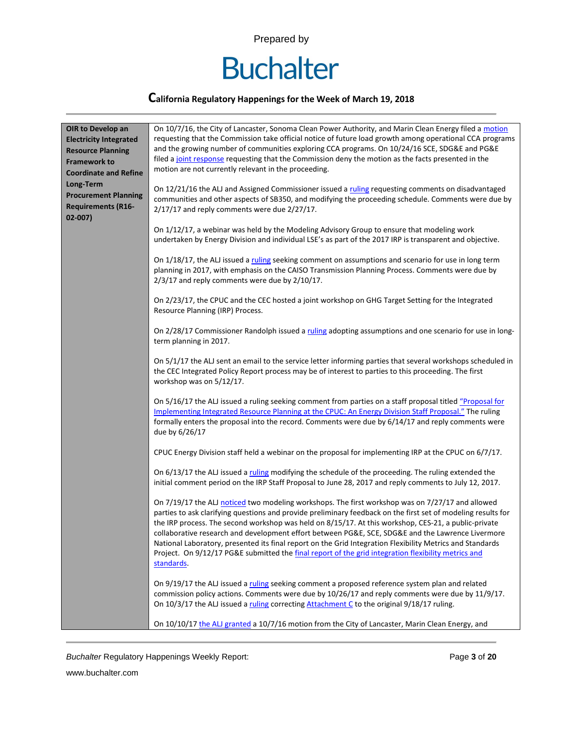Prepared by

# Buchalter

## California Regulatory Happenings for the Week of March 19, 2018

| | |
|---|---|
| **OIR to Develop an Electricity Integrated Resource Planning Framework to Coordinate and Refine Long-Term Procurement Planning Requirements (R16-02-007)** | On 10/7/16, the City of Lancaster, Sonoma Clean Power Authority, and Marin Clean Energy filed a motion requesting that the Commission take official notice of future load growth among operational CCA programs and the growing number of communities exploring CCA programs. On 10/24/16 SCE, SDG&E and PG&E filed a joint response requesting that the Commission deny the motion as the facts presented in the motion are not currently relevant in the proceeding.<br><br>On 12/21/16 the ALJ and Assigned Commissioner issued a ruling requesting comments on disadvantaged communities and other aspects of SB350, and modifying the proceeding schedule. Comments were due by 2/17/17 and reply comments were due 2/27/17.<br><br>On 1/12/17, a webinar was held by the Modeling Advisory Group to ensure that modeling work undertaken by Energy Division and individual LSE's as part of the 2017 IRP is transparent and objective.<br><br>On 1/18/17, the ALJ issued a ruling seeking comment on assumptions and scenario for use in long term planning in 2017, with emphasis on the CAISO Transmission Planning Process. Comments were due by 2/3/17 and reply comments were due by 2/10/17.<br><br>On 2/23/17, the CPUC and the CEC hosted a joint workshop on GHG Target Setting for the Integrated Resource Planning (IRP) Process.<br><br>On 2/28/17 Commissioner Randolph issued a ruling adopting assumptions and one scenario for use in long-term planning in 2017.<br><br>On 5/1/17 the ALJ sent an email to the service letter informing parties that several workshops scheduled in the CEC Integrated Policy Report process may be of interest to parties to this proceeding. The first workshop was on 5/12/17.<br><br>On 5/16/17 the ALJ issued a ruling seeking comment from parties on a staff proposal titled "Proposal for Implementing Integrated Resource Planning at the CPUC: An Energy Division Staff Proposal." The ruling formally enters the proposal into the record. Comments were due by 6/14/17 and reply comments were due by 6/26/17<br><br>CPUC Energy Division staff held a webinar on the proposal for implementing IRP at the CPUC on 6/7/17.<br><br>On 6/13/17 the ALJ issued a ruling modifying the schedule of the proceeding. The ruling extended the initial comment period on the IRP Staff Proposal to June 28, 2017 and reply comments to July 12, 2017.<br><br>On 7/19/17 the ALJ noticed two modeling workshops. The first workshop was on 7/27/17 and allowed parties to ask clarifying questions and provide preliminary feedback on the first set of modeling results for the IRP process. The second workshop was held on 8/15/17. At this workshop, CES-21, a public-private collaborative research and development effort between PG&E, SCE, SDG&E and the Lawrence Livermore National Laboratory, presented its final report on the Grid Integration Flexibility Metrics and Standards Project. On 9/12/17 PG&E submitted the final report of the grid integration flexibility metrics and standards.<br><br>On 9/19/17 the ALJ issued a ruling seeking comment a proposed reference system plan and related commission policy actions. Comments were due by 10/26/17 and reply comments were due by 11/9/17. On 10/3/17 the ALJ issued a ruling correcting Attachment C to the original 9/18/17 ruling.<br><br>On 10/10/17 the ALJ granted a 10/7/16 motion from the City of Lancaster, Marin Clean Energy, and |

*Buchalter* Regulatory Happenings Weekly Report:

www.buchalter.com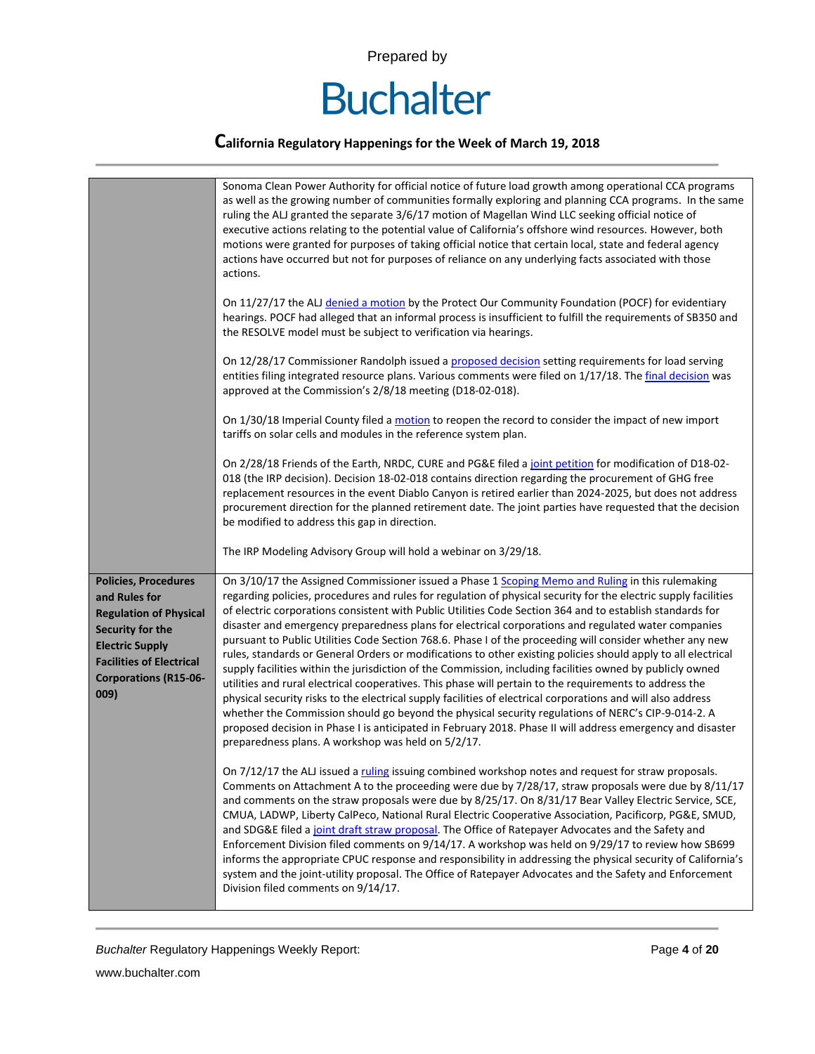| | |
|---|---|
| | Sonoma Clean Power Authority for official notice of future load growth among operational CCA programs as well as the growing number of communities formally exploring and planning CCA programs. In the same ruling the ALJ granted the separate 3/6/17 motion of Magellan Wind LLC seeking official notice of executive actions relating to the potential value of California's offshore wind resources. However, both motions were granted for purposes of taking official notice that certain local, state and federal agency actions have occurred but not for purposes of reliance on any underlying facts associated with those actions.<br><br>On 11/27/17 the ALJ denied a motion by the Protect Our Community Foundation (POCF) for evidentiary hearings. POCF had alleged that an informal process is insufficient to fulfill the requirements of SB350 and the RESOLVE model must be subject to verification via hearings.<br><br>On 12/28/17 Commissioner Randolph issued a proposed decision setting requirements for load serving entities filing integrated resource plans. Various comments were filed on 1/17/18. The final decision was approved at the Commission's 2/8/18 meeting (D18-02-018).<br><br>On 1/30/18 Imperial County filed a motion to reopen the record to consider the impact of new import tariffs on solar cells and modules in the reference system plan.<br><br>On 2/28/18 Friends of the Earth, NRDC, CURE and PG&E filed a joint petition for modification of D18-02-018 (the IRP decision). Decision 18-02-018 contains direction regarding the procurement of GHG free replacement resources in the event Diablo Canyon is retired earlier than 2024-2025, but does not address procurement direction for the planned retirement date. The joint parties have requested that the decision be modified to address this gap in direction.<br><br>The IRP Modeling Advisory Group will hold a webinar on 3/29/18. |
| **Policies, Procedures and Rules for Regulation of Physical Security for the Electric Supply Facilities of Electrical Corporations (R15-06-009)** | On 3/10/17 the Assigned Commissioner issued a Phase 1 Scoping Memo and Ruling in this rulemaking regarding policies, procedures and rules for regulation of physical security for the electric supply facilities of electric corporations consistent with Public Utilities Code Section 364 and to establish standards for disaster and emergency preparedness plans for electrical corporations and regulated water companies pursuant to Public Utilities Code Section 768.6. Phase I of the proceeding will consider whether any new rules, standards or General Orders or modifications to other existing policies should apply to all electrical supply facilities within the jurisdiction of the Commission, including facilities owned by publicly owned utilities and rural electrical cooperatives. This phase will pertain to the requirements to address the physical security risks to the electrical supply facilities of electrical corporations and will also address whether the Commission should go beyond the physical security regulations of NERC's CIP-9-014-2. A proposed decision in Phase I is anticipated in February 2018. Phase II will address emergency and disaster preparedness plans. A workshop was held on 5/2/17.<br><br>On 7/12/17 the ALJ issued a ruling issuing combined workshop notes and request for straw proposals. Comments on Attachment A to the proceeding were due by 7/28/17, straw proposals were due by 8/11/17 and comments on the straw proposals were due by 8/25/17. On 8/31/17 Bear Valley Electric Service, SCE, CMUA, LADWP, Liberty CalPeco, National Rural Electric Cooperative Association, Pacificorp, PG&E, SMUD, and SDG&E filed a joint draft straw proposal. The Office of Ratepayer Advocates and the Safety and Enforcement Division filed comments on 9/14/17. A workshop was held on 9/29/17 to review how SB699 informs the appropriate CPUC response and responsibility in addressing the physical security of California's system and the joint-utility proposal. The Office of Ratepayer Advocates and the Safety and Enforcement Division filed comments on 9/14/17. |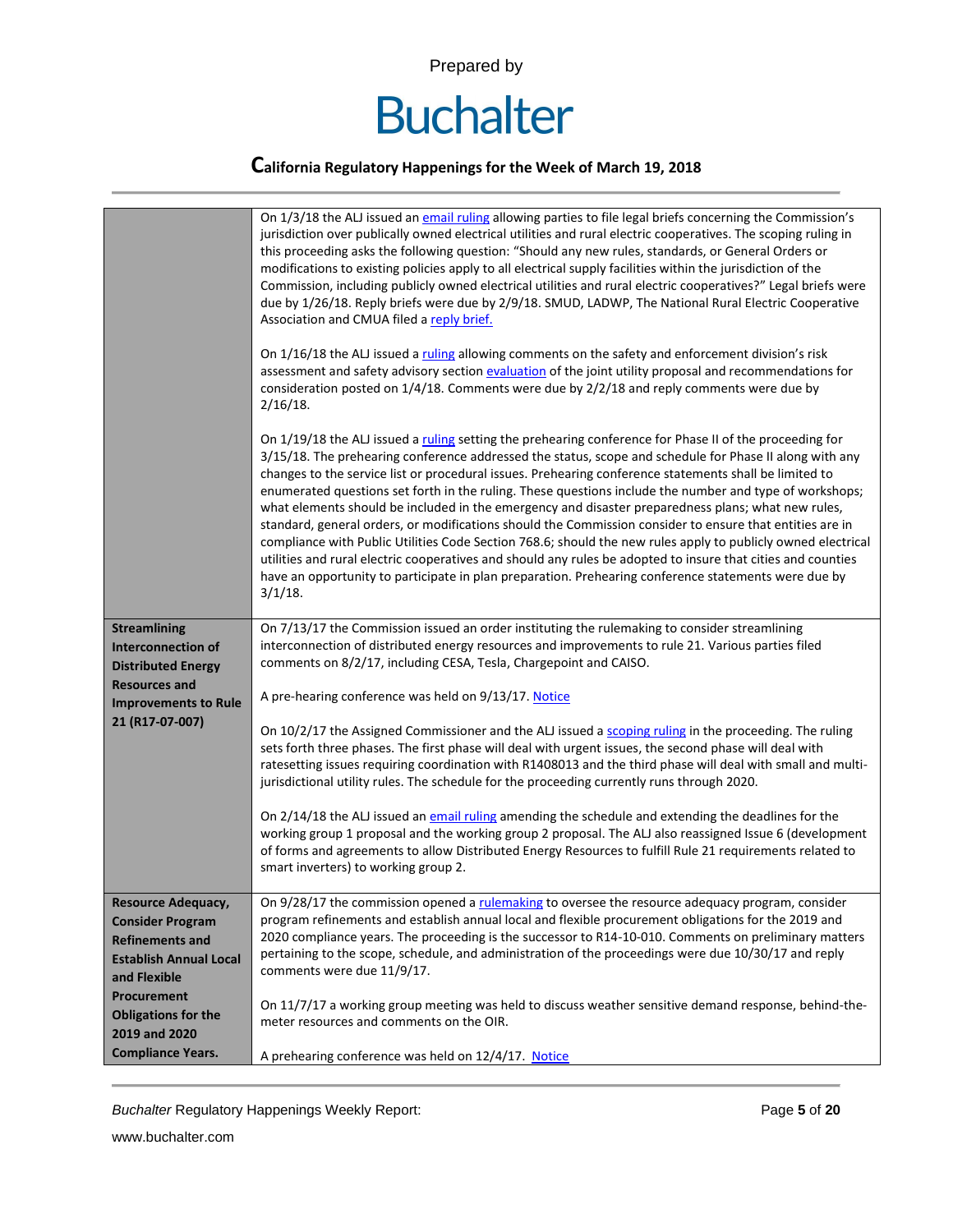| | |
|---|---|
| | On 1/3/18 the ALJ issued an email ruling allowing parties to file legal briefs concerning the Commission's jurisdiction over publically owned electrical utilities and rural electric cooperatives. The scoping ruling in this proceeding asks the following question: "Should any new rules, standards, or General Orders or modifications to existing policies apply to all electrical supply facilities within the jurisdiction of the Commission, including publicly owned electrical utilities and rural electric cooperatives?" Legal briefs were due by 1/26/18. Reply briefs were due by 2/9/18. SMUD, LADWP, The National Rural Electric Cooperative Association and CMUA filed a reply brief.<br><br>On 1/16/18 the ALJ issued a ruling allowing comments on the safety and enforcement division's risk assessment and safety advisory section evaluation of the joint utility proposal and recommendations for consideration posted on 1/4/18. Comments were due by 2/2/18 and reply comments were due by 2/16/18.<br><br>On 1/19/18 the ALJ issued a ruling setting the prehearing conference for Phase II of the proceeding for 3/15/18. The prehearing conference addressed the status, scope and schedule for Phase II along with any changes to the service list or procedural issues. Prehearing conference statements shall be limited to enumerated questions set forth in the ruling. These questions include the number and type of workshops; what elements should be included in the emergency and disaster preparedness plans; what new rules, standard, general orders, or modifications should the Commission consider to ensure that entities are in compliance with Public Utilities Code Section 768.6; should the new rules apply to publicly owned electrical utilities and rural electric cooperatives and should any rules be adopted to insure that cities and counties have an opportunity to participate in plan preparation. Prehearing conference statements were due by 3/1/18. |
| **Streamlining Interconnection of Distributed Energy Resources and Improvements to Rule 21 (R17-07-007)** | On 7/13/17 the Commission issued an order instituting the rulemaking to consider streamlining interconnection of distributed energy resources and improvements to rule 21. Various parties filed comments on 8/2/17, including CESA, Tesla, Chargepoint and CAISO.<br><br>A pre-hearing conference was held on 9/13/17. Notice<br><br>On 10/2/17 the Assigned Commissioner and the ALJ issued a scoping ruling in the proceeding. The ruling sets forth three phases. The first phase will deal with urgent issues, the second phase will deal with ratesetting issues requiring coordination with R1408013 and the third phase will deal with small and multi-jurisdictional utility rules. The schedule for the proceeding currently runs through 2020.<br><br>On 2/14/18 the ALJ issued an email ruling amending the schedule and extending the deadlines for the working group 1 proposal and the working group 2 proposal. The ALJ also reassigned Issue 6 (development of forms and agreements to allow Distributed Energy Resources to fulfill Rule 21 requirements related to smart inverters) to working group 2. |
| **Resource Adequacy, Consider Program Refinements and Establish Annual Local and Flexible Procurement Obligations for the 2019 and 2020 Compliance Years.** | On 9/28/17 the commission opened a rulemaking to oversee the resource adequacy program, consider program refinements and establish annual local and flexible procurement obligations for the 2019 and 2020 compliance years. The proceeding is the successor to R14-10-010. Comments on preliminary matters pertaining to the scope, schedule, and administration of the proceedings were due 10/30/17 and reply comments were due 11/9/17.<br><br>On 11/7/17 a working group meeting was held to discuss weather sensitive demand response, behind-the-meter resources and comments on the OIR.<br><br>A prehearing conference was held on 12/4/17. Notice |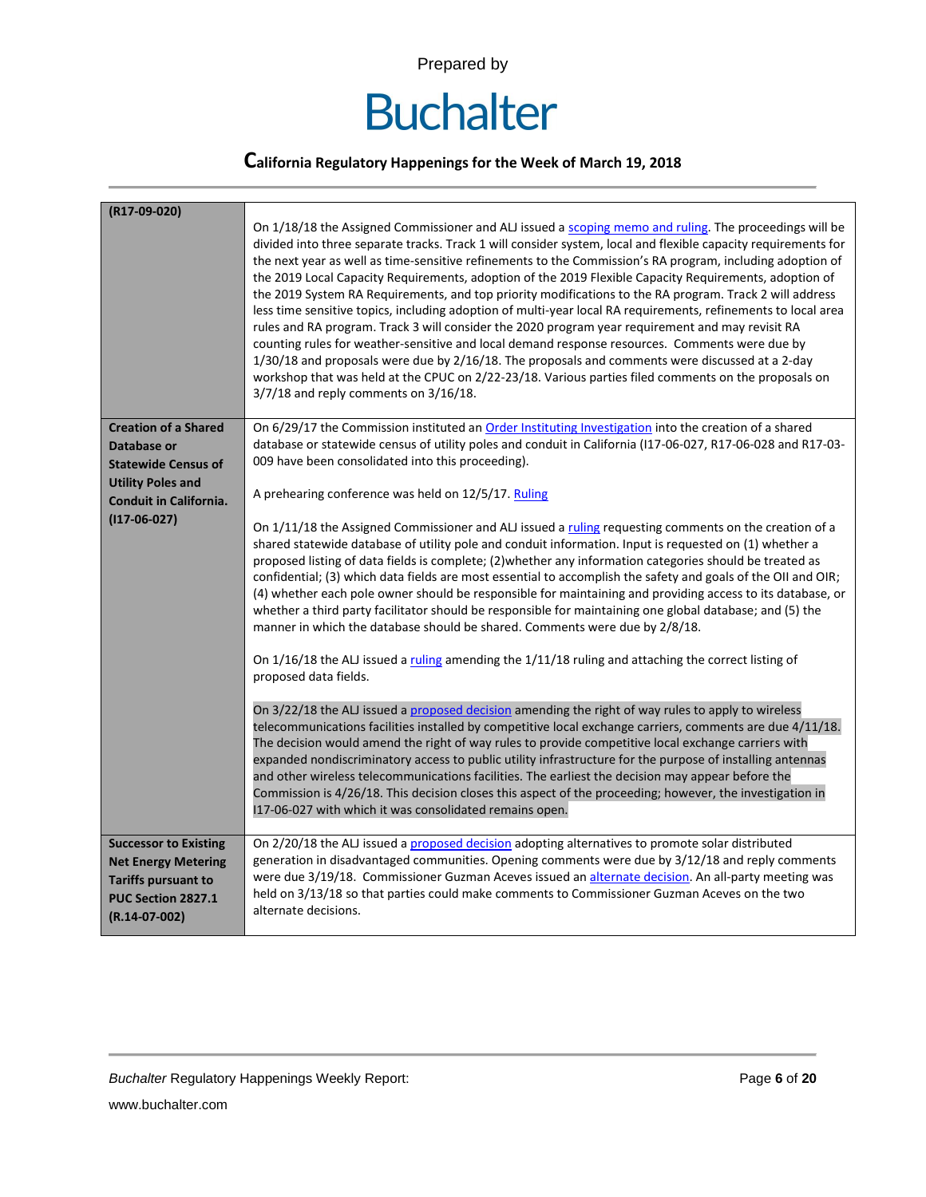| (R17-09-020) | On 1/18/18 the Assigned Commissioner and ALJ issued a scoping memo and ruling. The proceedings will be divided into three separate tracks. Track 1 will consider system, local and flexible capacity requirements for the next year as well as time-sensitive refinements to the Commission's RA program, including adoption of the 2019 Local Capacity Requirements, adoption of the 2019 Flexible Capacity Requirements, adoption of the 2019 System RA Requirements, and top priority modifications to the RA program. Track 2 will address less time sensitive topics, including adoption of multi-year local RA requirements, refinements to local area rules and RA program. Track 3 will consider the 2020 program year requirement and may revisit RA counting rules for weather-sensitive and local demand response resources. Comments were due by 1/30/18 and proposals were due by 2/16/18. The proposals and comments were discussed at a 2-day workshop that was held at the CPUC on 2/22-23/18. Various parties filed comments on the proposals on 3/7/18 and reply comments on 3/16/18. |
|---|---|
| **Creation of a Shared Database or Statewide Census of Utility Poles and Conduit in California. (I17-06-027)** | On 6/29/17 the Commission instituted an Order Instituting Investigation into the creation of a shared database or statewide census of utility poles and conduit in California (I17-06-027, R17-06-028 and R17-03-009 have been consolidated into this proceeding).<br><br>A prehearing conference was held on 12/5/17. Ruling<br><br>On 1/11/18 the Assigned Commissioner and ALJ issued a ruling requesting comments on the creation of a shared statewide database of utility pole and conduit information. Input is requested on (1) whether a proposed listing of data fields is complete; (2)whether any information categories should be treated as confidential; (3) which data fields are most essential to accomplish the safety and goals of the OII and OIR; (4) whether each pole owner should be responsible for maintaining and providing access to its database, or whether a third party facilitator should be responsible for maintaining one global database; and (5) the manner in which the database should be shared. Comments were due by 2/8/18.<br><br>On 1/16/18 the ALJ issued a ruling amending the 1/11/18 ruling and attaching the correct listing of proposed data fields.<br><br>On 3/22/18 the ALJ issued a proposed decision amending the right of way rules to apply to wireless telecommunications facilities installed by competitive local exchange carriers, comments are due 4/11/18. The decision would amend the right of way rules to provide competitive local exchange carriers with expanded nondiscriminatory access to public utility infrastructure for the purpose of installing antennas and other wireless telecommunications facilities. The earliest the decision may appear before the Commission is 4/26/18. This decision closes this aspect of the proceeding; however, the investigation in I17-06-027 with which it was consolidated remains open. |
| **Successor to Existing Net Energy Metering Tariffs pursuant to PUC Section 2827.1 (R.14-07-002)** | On 2/20/18 the ALJ issued a proposed decision adopting alternatives to promote solar distributed generation in disadvantaged communities. Opening comments were due by 3/12/18 and reply comments were due 3/19/18. Commissioner Guzman Aceves issued an alternate decision. An all-party meeting was held on 3/13/18 so that parties could make comments to Commissioner Guzman Aceves on the two alternate decisions. |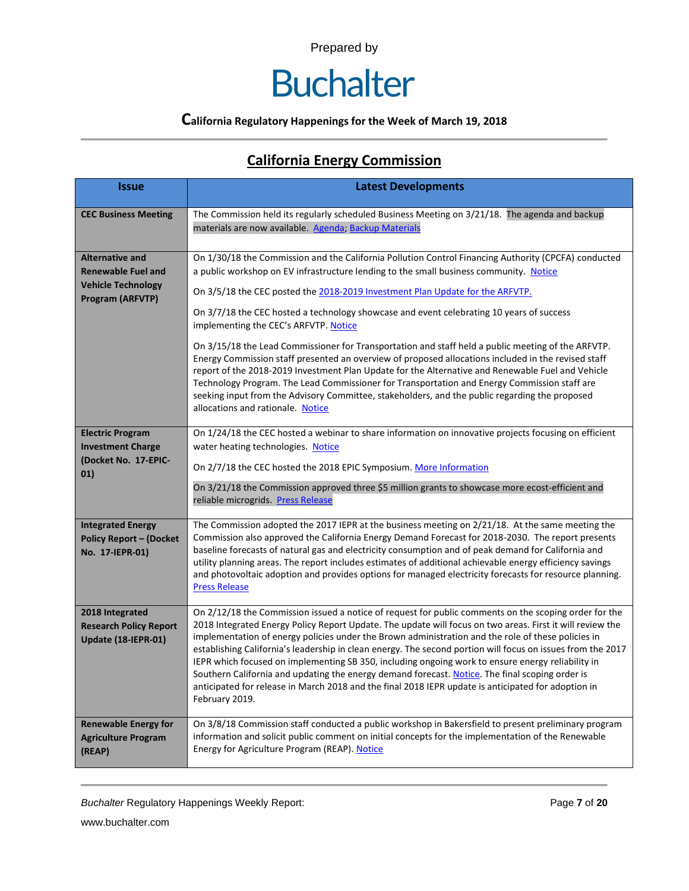Prepared by

# Buchalter

**California Regulatory Happenings for the Week of March 19, 2018**

## California Energy Commission

| Issue | Latest Developments |
| --- | --- |
| **CEC Business Meeting** | The Commission held its regularly scheduled Business Meeting on 3/21/18. The agenda and backup materials are now available. Agenda; Backup Materials |
| **Alternative and Renewable Fuel and Vehicle Technology Program (ARFVTP)** | On 1/30/18 the Commission and the California Pollution Control Financing Authority (CPCFA) conducted a public workshop on EV infrastructure lending to the small business community. Notice<br><br>On 3/5/18 the CEC posted the 2018-2019 Investment Plan Update for the ARFVTP.<br><br>On 3/7/18 the CEC hosted a technology showcase and event celebrating 10 years of success implementing the CEC's ARFVTP. Notice<br><br>On 3/15/18 the Lead Commissioner for Transportation and staff held a public meeting of the ARFVTP. Energy Commission staff presented an overview of proposed allocations included in the revised staff report of the 2018-2019 Investment Plan Update for the Alternative and Renewable Fuel and Vehicle Technology Program. The Lead Commissioner for Transportation and Energy Commission staff are seeking input from the Advisory Committee, stakeholders, and the public regarding the proposed allocations and rationale. Notice |
| **Electric Program Investment Charge (Docket No. 17-EPIC-01)** | On 1/24/18 the CEC hosted a webinar to share information on innovative projects focusing on efficient water heating technologies. Notice<br><br>On 2/7/18 the CEC hosted the 2018 EPIC Symposium. More Information<br><br>On 3/21/18 the Commission approved three $5 million grants to showcase more ecost-efficient and reliable microgrids. Press Release |
| **Integrated Energy Policy Report – (Docket No. 17-IEPR-01)** | The Commission adopted the 2017 IEPR at the business meeting on 2/21/18. At the same meeting the Commission also approved the California Energy Demand Forecast for 2018-2030. The report presents baseline forecasts of natural gas and electricity consumption and of peak demand for California and utility planning areas. The report includes estimates of additional achievable energy efficiency savings and photovoltaic adoption and provides options for managed electricity forecasts for resource planning. Press Release |
| **2018 Integrated Research Policy Report Update (18-IEPR-01)** | On 2/12/18 the Commission issued a notice of request for public comments on the scoping order for the 2018 Integrated Energy Policy Report Update. The update will focus on two areas. First it will review the implementation of energy policies under the Brown administration and the role of these policies in establishing California's leadership in clean energy. The second portion will focus on issues from the 2017 IEPR which focused on implementing SB 350, including ongoing work to ensure energy reliability in Southern California and updating the energy demand forecast. Notice. The final scoping order is anticipated for release in March 2018 and the final 2018 IEPR update is anticipated for adoption in February 2019. |
| **Renewable Energy for Agriculture Program (REAP)** | On 3/8/18 Commission staff conducted a public workshop in Bakersfield to present preliminary program information and solicit public comment on initial concepts for the implementation of the Renewable Energy for Agriculture Program (REAP). Notice |

*Buchalter* Regulatory Happenings Weekly Report:

www.buchalter.com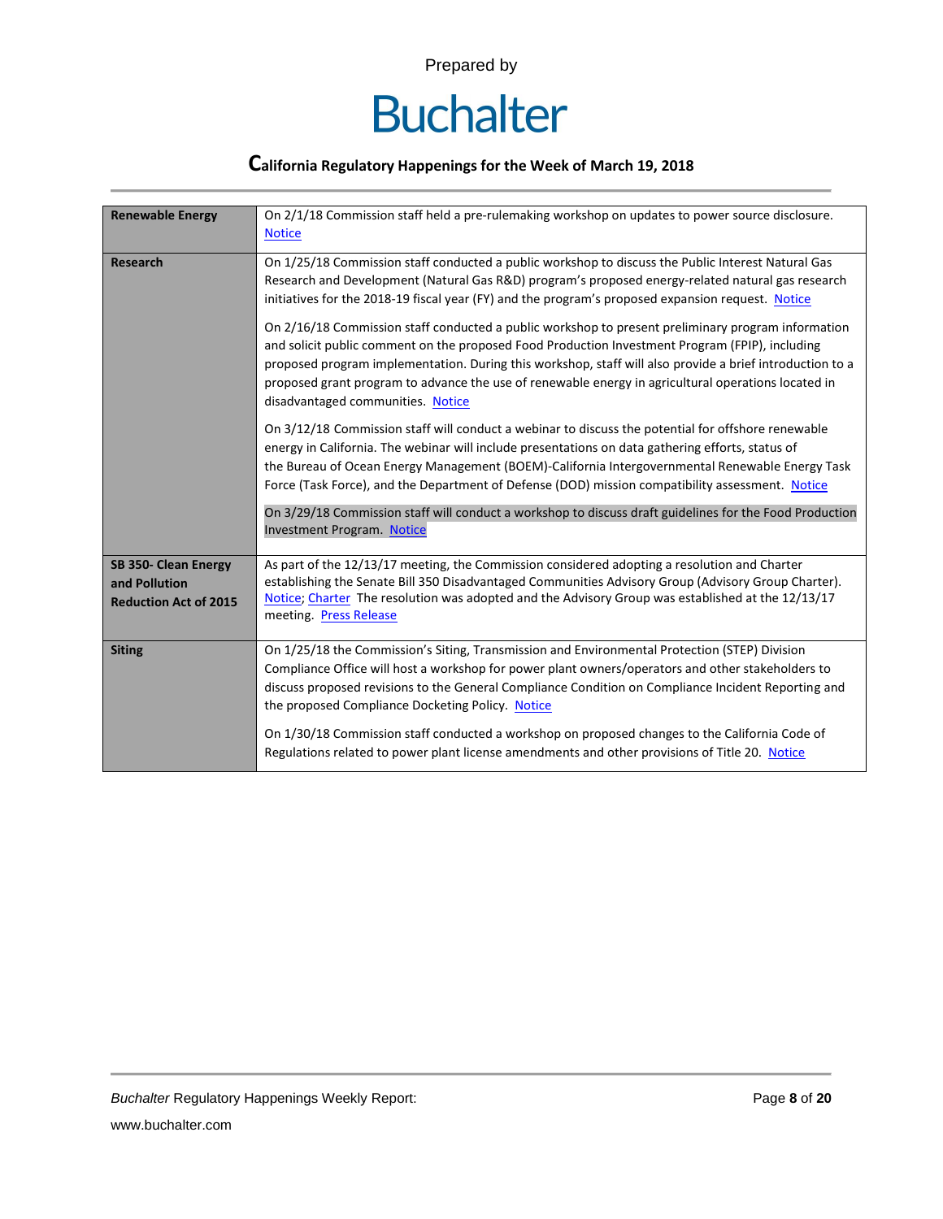| Renewable Energy | On 2/1/18 Commission staff held a pre-rulemaking workshop on updates to power source disclosure. Notice |
|---|---|
| **Research** | On 1/25/18 Commission staff conducted a public workshop to discuss the Public Interest Natural Gas Research and Development (Natural Gas R&D) program's proposed energy-related natural gas research initiatives for the 2018-19 fiscal year (FY) and the program's proposed expansion request. Notice<br><br>On 2/16/18 Commission staff conducted a public workshop to present preliminary program information and solicit public comment on the proposed Food Production Investment Program (FPIP), including proposed program implementation. During this workshop, staff will also provide a brief introduction to a proposed grant program to advance the use of renewable energy in agricultural operations located in disadvantaged communities. Notice<br><br>On 3/12/18 Commission staff will conduct a webinar to discuss the potential for offshore renewable energy in California. The webinar will include presentations on data gathering efforts, status of the Bureau of Ocean Energy Management (BOEM)-California Intergovernmental Renewable Energy Task Force (Task Force), and the Department of Defense (DOD) mission compatibility assessment. Notice<br><br>On 3/29/18 Commission staff will conduct a workshop to discuss draft guidelines for the Food Production Investment Program. Notice |
| **SB 350- Clean Energy and Pollution Reduction Act of 2015** | As part of the 12/13/17 meeting, the Commission considered adopting a resolution and Charter establishing the Senate Bill 350 Disadvantaged Communities Advisory Group (Advisory Group Charter). Notice; Charter The resolution was adopted and the Advisory Group was established at the 12/13/17 meeting. Press Release |
| **Siting** | On 1/25/18 the Commission's Siting, Transmission and Environmental Protection (STEP) Division Compliance Office will host a workshop for power plant owners/operators and other stakeholders to discuss proposed revisions to the General Compliance Condition on Compliance Incident Reporting and the proposed Compliance Docketing Policy. Notice<br><br>On 1/30/18 Commission staff conducted a workshop on proposed changes to the California Code of Regulations related to power plant license amendments and other provisions of Title 20. Notice |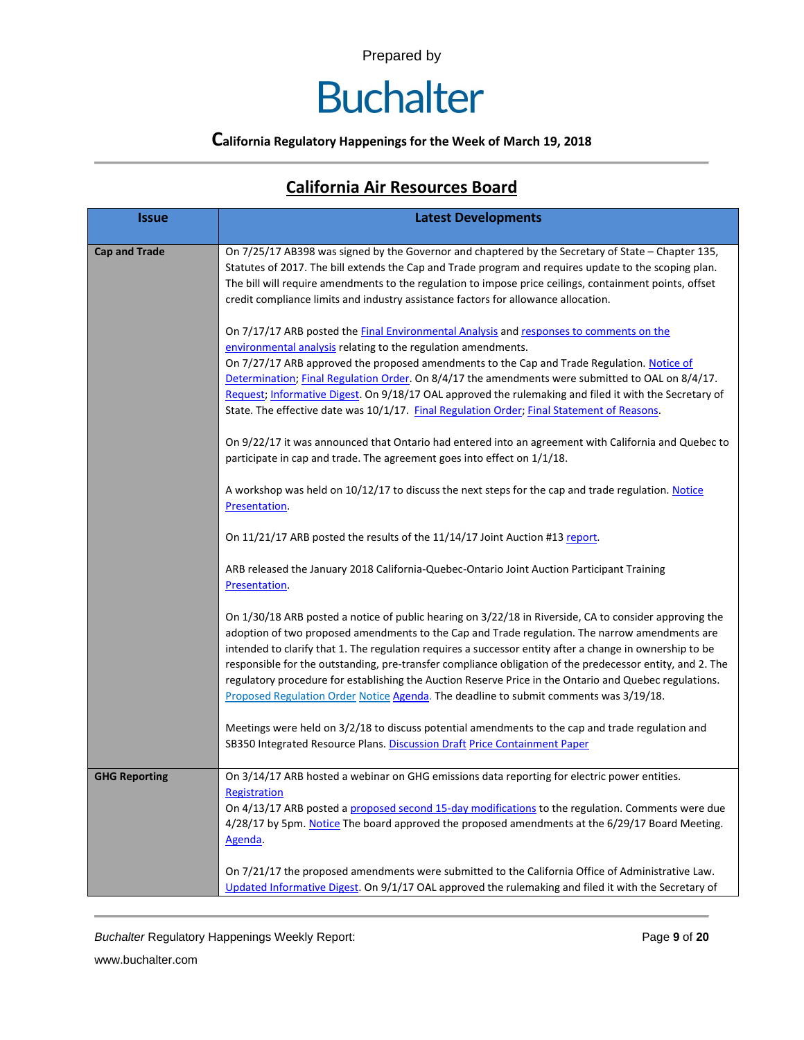Prepared by

# Buchalter

**California Regulatory Happenings for the Week of March 19, 2018**

## California Air Resources Board

| Issue | Latest Developments |
|---|---|
| **Cap and Trade** | On 7/25/17 AB398 was signed by the Governor and chaptered by the Secretary of State – Chapter 135, Statutes of 2017. The bill extends the Cap and Trade program and requires update to the scoping plan. The bill will require amendments to the regulation to impose price ceilings, containment points, offset credit compliance limits and industry assistance factors for allowance allocation.<br><br>On 7/17/17 ARB posted the Final Environmental Analysis and responses to comments on the environmental analysis relating to the regulation amendments.<br>On 7/27/17 ARB approved the proposed amendments to the Cap and Trade Regulation. Notice of Determination; Final Regulation Order. On 8/4/17 the amendments were submitted to OAL on 8/4/17. Request; Informative Digest. On 9/18/17 OAL approved the rulemaking and filed it with the Secretary of State. The effective date was 10/1/17. Final Regulation Order; Final Statement of Reasons.<br><br>On 9/22/17 it was announced that Ontario had entered into an agreement with California and Quebec to participate in cap and trade. The agreement goes into effect on 1/1/18.<br><br>A workshop was held on 10/12/17 to discuss the next steps for the cap and trade regulation. Notice Presentation.<br><br>On 11/21/17 ARB posted the results of the 11/14/17 Joint Auction #13 report.<br><br>ARB released the January 2018 California-Quebec-Ontario Joint Auction Participant Training Presentation.<br><br>On 1/30/18 ARB posted a notice of public hearing on 3/22/18 in Riverside, CA to consider approving the adoption of two proposed amendments to the Cap and Trade regulation. The narrow amendments are intended to clarify that 1. The regulation requires a successor entity after a change in ownership to be responsible for the outstanding, pre-transfer compliance obligation of the predecessor entity, and 2. The regulatory procedure for establishing the Auction Reserve Price in the Ontario and Quebec regulations. Proposed Regulation Order Notice Agenda. The deadline to submit comments was 3/19/18.<br><br>Meetings were held on 3/2/18 to discuss potential amendments to the cap and trade regulation and SB350 Integrated Resource Plans. Discussion Draft Price Containment Paper |
| **GHG Reporting** | On 3/14/17 ARB hosted a webinar on GHG emissions data reporting for electric power entities. Registration<br>On 4/13/17 ARB posted a proposed second 15-day modifications to the regulation. Comments were due 4/28/17 by 5pm. Notice The board approved the proposed amendments at the 6/29/17 Board Meeting. Agenda.<br><br>On 7/21/17 the proposed amendments were submitted to the California Office of Administrative Law. Updated Informative Digest. On 9/1/17 OAL approved the rulemaking and filed it with the Secretary of |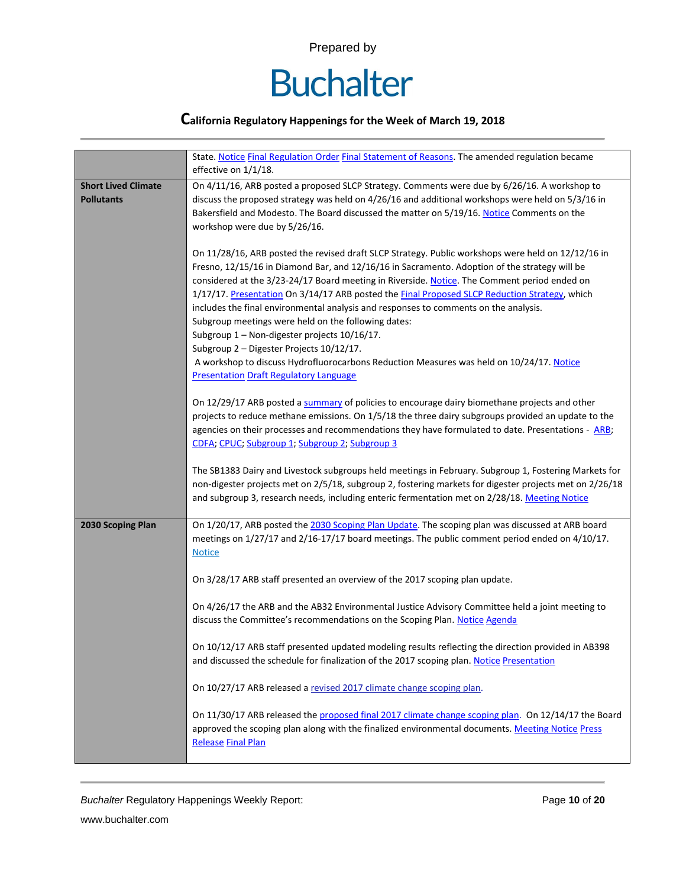| | |
|---|---|
| | State. Notice Final Regulation Order Final Statement of Reasons. The amended regulation became effective on 1/1/18. |
| **Short Lived Climate Pollutants** | On 4/11/16, ARB posted a proposed SLCP Strategy. Comments were due by 6/26/16. A workshop to discuss the proposed strategy was held on 4/26/16 and additional workshops were held on 5/3/16 in Bakersfield and Modesto. The Board discussed the matter on 5/19/16. Notice Comments on the workshop were due by 5/26/16.<br><br>On 11/28/16, ARB posted the revised draft SLCP Strategy. Public workshops were held on 12/12/16 in Fresno, 12/15/16 in Diamond Bar, and 12/16/16 in Sacramento. Adoption of the strategy will be considered at the 3/23-24/17 Board meeting in Riverside. Notice. The Comment period ended on 1/17/17. Presentation On 3/14/17 ARB posted the Final Proposed SLCP Reduction Strategy, which includes the final environmental analysis and responses to comments on the analysis.<br>Subgroup meetings were held on the following dates:<br>Subgroup 1 – Non-digester projects 10/16/17.<br>Subgroup 2 – Digester Projects 10/12/17.<br>A workshop to discuss Hydrofluorocarbons Reduction Measures was held on 10/24/17. Notice Presentation Draft Regulatory Language<br><br>On 12/29/17 ARB posted a summary of policies to encourage dairy biomethane projects and other projects to reduce methane emissions. On 1/5/18 the three dairy subgroups provided an update to the agencies on their processes and recommendations they have formulated to date. Presentations - ARB; CDFA; CPUC; Subgroup 1; Subgroup 2; Subgroup 3<br><br>The SB1383 Dairy and Livestock subgroups held meetings in February. Subgroup 1, Fostering Markets for non-digester projects met on 2/5/18, subgroup 2, fostering markets for digester projects met on 2/26/18 and subgroup 3, research needs, including enteric fermentation met on 2/28/18. Meeting Notice |
| **2030 Scoping Plan** | On 1/20/17, ARB posted the 2030 Scoping Plan Update. The scoping plan was discussed at ARB board meetings on 1/27/17 and 2/16-17/17 board meetings. The public comment period ended on 4/10/17. Notice<br><br>On 3/28/17 ARB staff presented an overview of the 2017 scoping plan update.<br><br>On 4/26/17 the ARB and the AB32 Environmental Justice Advisory Committee held a joint meeting to discuss the Committee's recommendations on the Scoping Plan. Notice Agenda<br><br>On 10/12/17 ARB staff presented updated modeling results reflecting the direction provided in AB398 and discussed the schedule for finalization of the 2017 scoping plan. Notice Presentation<br><br>On 10/27/17 ARB released a revised 2017 climate change scoping plan.<br><br>On 11/30/17 ARB released the proposed final 2017 climate change scoping plan. On 12/14/17 the Board approved the scoping plan along with the finalized environmental documents. Meeting Notice Press Release Final Plan |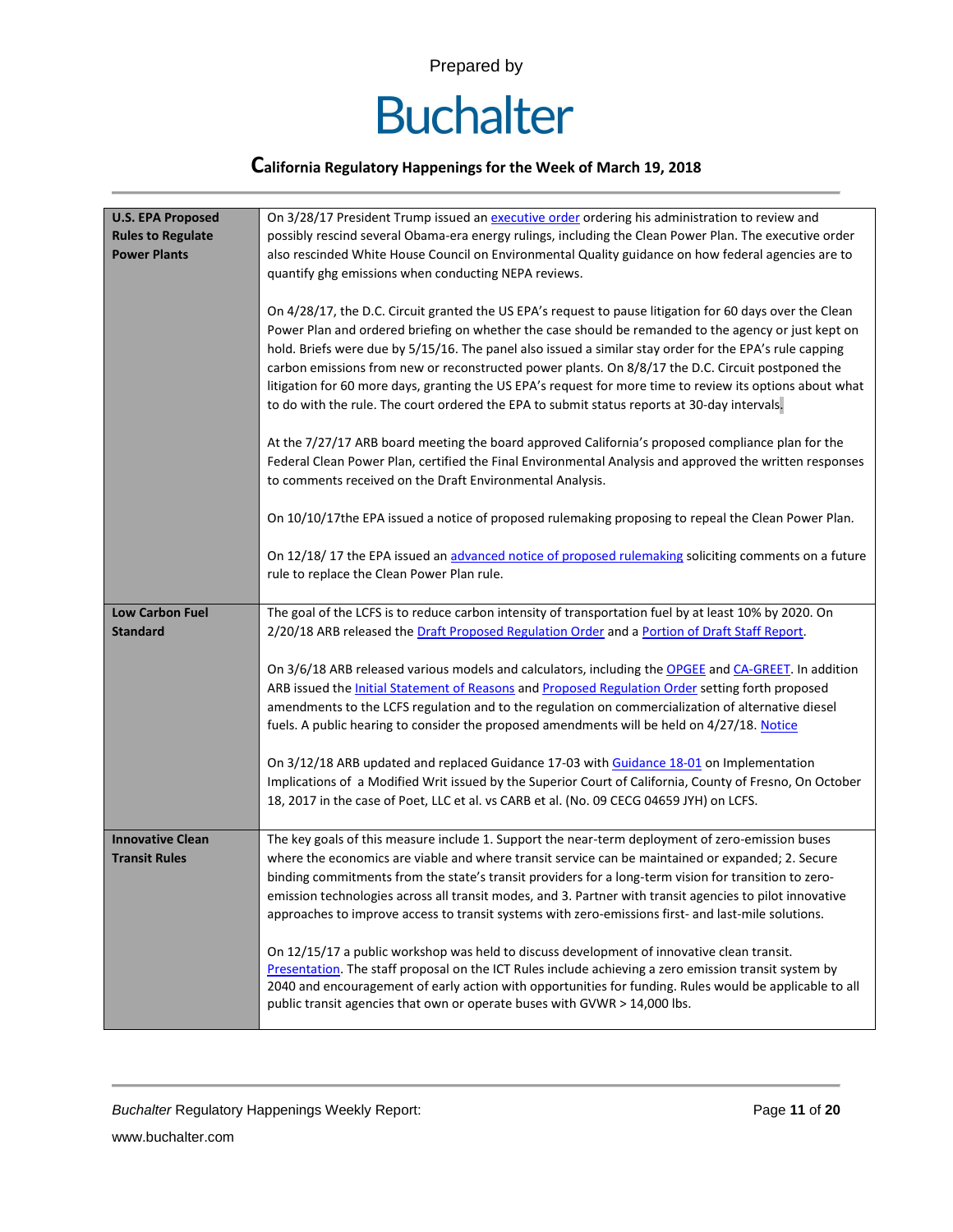Prepared by

Buchalter

**California Regulatory Happenings for the Week of March 19, 2018**

| | |
|---|---|
| **U.S. EPA Proposed Rules to Regulate Power Plants** | On 3/28/17 President Trump issued an executive order ordering his administration to review and possibly rescind several Obama-era energy rulings, including the Clean Power Plan. The executive order also rescinded White House Council on Environmental Quality guidance on how federal agencies are to quantify ghg emissions when conducting NEPA reviews.<br><br>On 4/28/17, the D.C. Circuit granted the US EPA's request to pause litigation for 60 days over the Clean Power Plan and ordered briefing on whether the case should be remanded to the agency or just kept on hold. Briefs were due by 5/15/16. The panel also issued a similar stay order for the EPA's rule capping carbon emissions from new or reconstructed power plants. On 8/8/17 the D.C. Circuit postponed the litigation for 60 more days, granting the US EPA's request for more time to review its options about what to do with the rule. The court ordered the EPA to submit status reports at 30-day intervals.<br><br>At the 7/27/17 ARB board meeting the board approved California's proposed compliance plan for the Federal Clean Power Plan, certified the Final Environmental Analysis and approved the written responses to comments received on the Draft Environmental Analysis.<br><br>On 10/10/17the EPA issued a notice of proposed rulemaking proposing to repeal the Clean Power Plan.<br><br>On 12/18/ 17 the EPA issued an advanced notice of proposed rulemaking soliciting comments on a future rule to replace the Clean Power Plan rule. |
| **Low Carbon Fuel Standard** | The goal of the LCFS is to reduce carbon intensity of transportation fuel by at least 10% by 2020. On 2/20/18 ARB released the Draft Proposed Regulation Order and a Portion of Draft Staff Report.<br><br>On 3/6/18 ARB released various models and calculators, including the OPGEE and CA-GREET. In addition ARB issued the Initial Statement of Reasons and Proposed Regulation Order setting forth proposed amendments to the LCFS regulation and to the regulation on commercialization of alternative diesel fuels. A public hearing to consider the proposed amendments will be held on 4/27/18. Notice<br><br>On 3/12/18 ARB updated and replaced Guidance 17-03 with Guidance 18-01 on Implementation Implications of a Modified Writ issued by the Superior Court of California, County of Fresno, On October 18, 2017 in the case of Poet, LLC et al. vs CARB et al. (No. 09 CECG 04659 JYH) on LCFS. |
| **Innovative Clean Transit Rules** | The key goals of this measure include 1. Support the near-term deployment of zero-emission buses where the economics are viable and where transit service can be maintained or expanded; 2. Secure binding commitments from the state's transit providers for a long-term vision for transition to zero-emission technologies across all transit modes, and 3. Partner with transit agencies to pilot innovative approaches to improve access to transit systems with zero-emissions first- and last-mile solutions.<br><br>On 12/15/17 a public workshop was held to discuss development of innovative clean transit. Presentation. The staff proposal on the ICT Rules include achieving a zero emission transit system by 2040 and encouragement of early action with opportunities for funding. Rules would be applicable to all public transit agencies that own or operate buses with GVWR > 14,000 lbs. |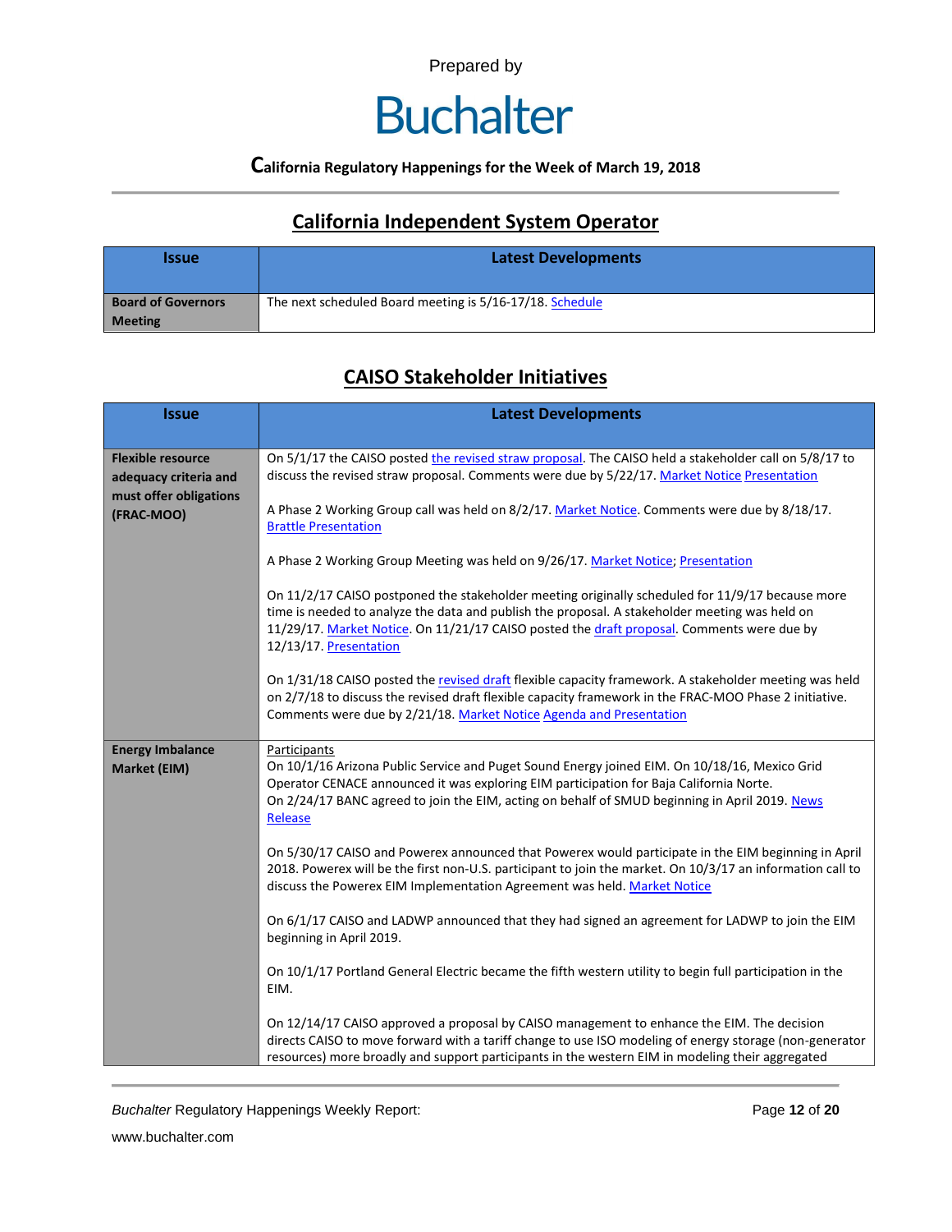Prepared by

# Buchalter

**California Regulatory Happenings for the Week of March 19, 2018**

## California Independent System Operator

| Issue | Latest Developments |
|---|---|
| **Board of Governors Meeting** | The next scheduled Board meeting is 5/16-17/18. Schedule |

## CAISO Stakeholder Initiatives

| Issue | Latest Developments |
|---|---|
| **Flexible resource adequacy criteria and must offer obligations (FRAC-MOO)** | On 5/1/17 the CAISO posted the revised straw proposal. The CAISO held a stakeholder call on 5/8/17 to discuss the revised straw proposal. Comments were due by 5/22/17. Market Notice Presentation<br><br>A Phase 2 Working Group call was held on 8/2/17. Market Notice. Comments were due by 8/18/17. Brattle Presentation<br><br>A Phase 2 Working Group Meeting was held on 9/26/17. Market Notice; Presentation<br><br>On 11/2/17 CAISO postponed the stakeholder meeting originally scheduled for 11/9/17 because more time is needed to analyze the data and publish the proposal. A stakeholder meeting was held on 11/29/17. Market Notice. On 11/21/17 CAISO posted the draft proposal. Comments were due by 12/13/17. Presentation<br><br>On 1/31/18 CAISO posted the revised draft flexible capacity framework. A stakeholder meeting was held on 2/7/18 to discuss the revised draft flexible capacity framework in the FRAC-MOO Phase 2 initiative. Comments were due by 2/21/18. Market Notice Agenda and Presentation |
| **Energy Imbalance Market (EIM)** | Participants<br>On 10/1/16 Arizona Public Service and Puget Sound Energy joined EIM. On 10/18/16, Mexico Grid Operator CENACE announced it was exploring EIM participation for Baja California Norte.<br>On 2/24/17 BANC agreed to join the EIM, acting on behalf of SMUD beginning in April 2019. News Release<br><br>On 5/30/17 CAISO and Powerex announced that Powerex would participate in the EIM beginning in April 2018. Powerex will be the first non-U.S. participant to join the market. On 10/3/17 an information call to discuss the Powerex EIM Implementation Agreement was held. Market Notice<br><br>On 6/1/17 CAISO and LADWP announced that they had signed an agreement for LADWP to join the EIM beginning in April 2019.<br><br>On 10/1/17 Portland General Electric became the fifth western utility to begin full participation in the EIM.<br><br>On 12/14/17 CAISO approved a proposal by CAISO management to enhance the EIM. The decision directs CAISO to move forward with a tariff change to use ISO modeling of energy storage (non-generator resources) more broadly and support participants in the western EIM in modeling their aggregated |

*Buchalter* Regulatory Happenings Weekly Report:

www.buchalter.com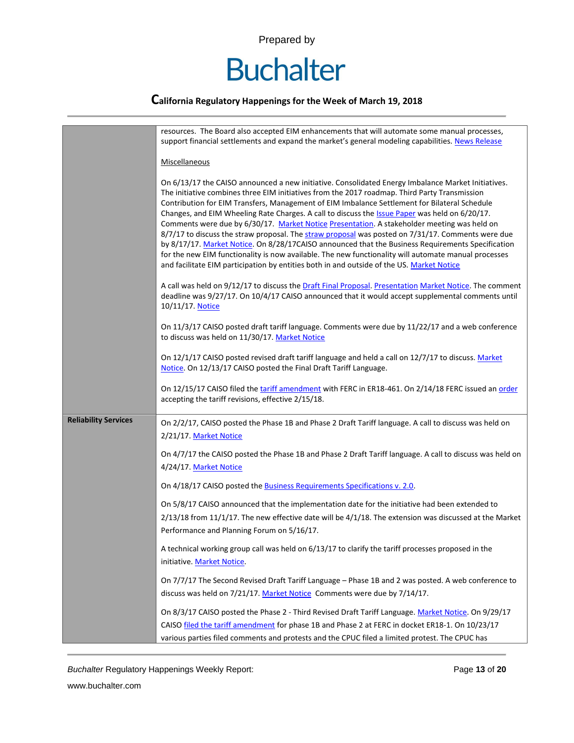| | |
|---|---|
| | resources. The Board also accepted EIM enhancements that will automate some manual processes, support financial settlements and expand the market's general modeling capabilities. News Release<br><br>Miscellaneous<br><br>On 6/13/17 the CAISO announced a new initiative. Consolidated Energy Imbalance Market Initiatives. The initiative combines three EIM initiatives from the 2017 roadmap. Third Party Transmission Contribution for EIM Transfers, Management of EIM Imbalance Settlement for Bilateral Schedule Changes, and EIM Wheeling Rate Charges. A call to discuss the Issue Paper was held on 6/20/17. Comments were due by 6/30/17. Market Notice Presentation. A stakeholder meeting was held on 8/7/17 to discuss the straw proposal. The straw proposal was posted on 7/31/17. Comments were due by 8/17/17. Market Notice. On 8/28/17CAISO announced that the Business Requirements Specification for the new EIM functionality is now available. The new functionality will automate manual processes and facilitate EIM participation by entities both in and outside of the US. Market Notice<br><br>A call was held on 9/12/17 to discuss the Draft Final Proposal. Presentation Market Notice. The comment deadline was 9/27/17. On 10/4/17 CAISO announced that it would accept supplemental comments until 10/11/17. Notice<br><br>On 11/3/17 CAISO posted draft tariff language. Comments were due by 11/22/17 and a web conference to discuss was held on 11/30/17. Market Notice<br><br>On 12/1/17 CAISO posted revised draft tariff language and held a call on 12/7/17 to discuss. Market Notice. On 12/13/17 CAISO posted the Final Draft Tariff Language.<br><br>On 12/15/17 CAISO filed the tariff amendment with FERC in ER18-461. On 2/14/18 FERC issued an order accepting the tariff revisions, effective 2/15/18. |
| **Reliability Services** | On 2/2/17, CAISO posted the Phase 1B and Phase 2 Draft Tariff language. A call to discuss was held on 2/21/17. Market Notice<br><br>On 4/7/17 the CAISO posted the Phase 1B and Phase 2 Draft Tariff language. A call to discuss was held on 4/24/17. Market Notice<br><br>On 4/18/17 CAISO posted the Business Requirements Specifications v. 2.0.<br><br>On 5/8/17 CAISO announced that the implementation date for the initiative had been extended to 2/13/18 from 11/1/17. The new effective date will be 4/1/18. The extension was discussed at the Market Performance and Planning Forum on 5/16/17.<br><br>A technical working group call was held on 6/13/17 to clarify the tariff processes proposed in the initiative. Market Notice.<br><br>On 7/7/17 The Second Revised Draft Tariff Language – Phase 1B and 2 was posted. A web conference to discuss was held on 7/21/17. Market Notice Comments were due by 7/14/17.<br><br>On 8/3/17 CAISO posted the Phase 2 - Third Revised Draft Tariff Language. Market Notice. On 9/29/17 CAISO filed the tariff amendment for phase 1B and Phase 2 at FERC in docket ER18-1. On 10/23/17 various parties filed comments and protests and the CPUC filed a limited protest. The CPUC has |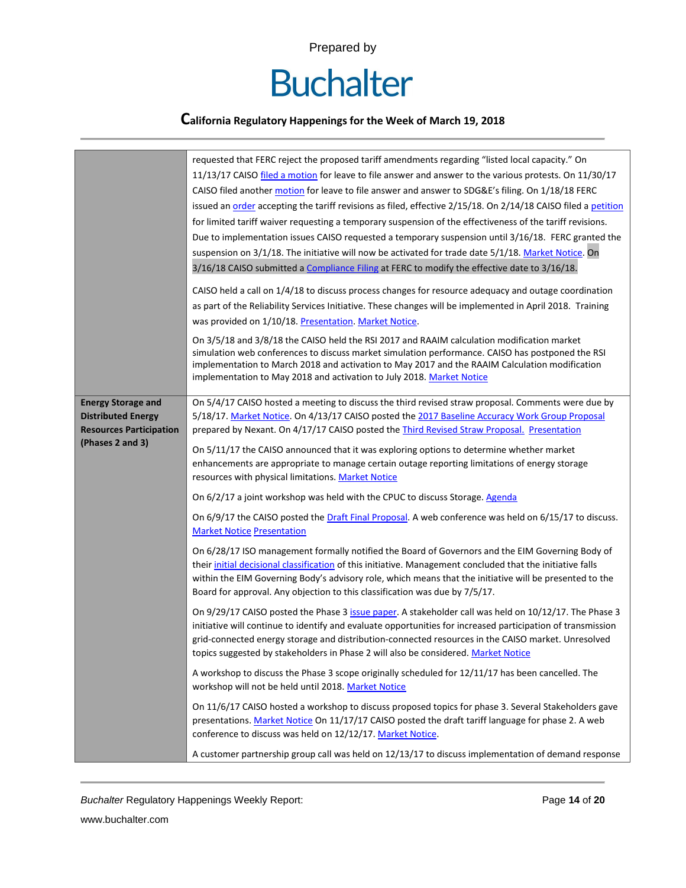| | |
|---|---|
| | requested that FERC reject the proposed tariff amendments regarding "listed local capacity." On 11/13/17 CAISO filed a motion for leave to file answer and answer to the various protests. On 11/30/17 CAISO filed another motion for leave to file answer and answer to SDG&E's filing. On 1/18/18 FERC issued an order accepting the tariff revisions as filed, effective 2/15/18. On 2/14/18 CAISO filed a petition for limited tariff waiver requesting a temporary suspension of the effectiveness of the tariff revisions. Due to implementation issues CAISO requested a temporary suspension until 3/16/18. FERC granted the suspension on 3/1/18. The initiative will now be activated for trade date 5/1/18. Market Notice. On 3/16/18 CAISO submitted a Compliance Filing at FERC to modify the effective date to 3/16/18.<br><br>CAISO held a call on 1/4/18 to discuss process changes for resource adequacy and outage coordination as part of the Reliability Services Initiative. These changes will be implemented in April 2018. Training was provided on 1/10/18. Presentation. Market Notice.<br><br>On 3/5/18 and 3/8/18 the CAISO held the RSI 2017 and RAAIM calculation modification market simulation web conferences to discuss market simulation performance. CAISO has postponed the RSI implementation to March 2018 and activation to May 2017 and the RAAIM Calculation modification implementation to May 2018 and activation to July 2018. Market Notice |
| **Energy Storage and Distributed Energy Resources Participation (Phases 2 and 3)** | On 5/4/17 CAISO hosted a meeting to discuss the third revised straw proposal. Comments were due by 5/18/17. Market Notice. On 4/13/17 CAISO posted the 2017 Baseline Accuracy Work Group Proposal prepared by Nexant. On 4/17/17 CAISO posted the Third Revised Straw Proposal. Presentation<br><br>On 5/11/17 the CAISO announced that it was exploring options to determine whether market enhancements are appropriate to manage certain outage reporting limitations of energy storage resources with physical limitations. Market Notice<br><br>On 6/2/17 a joint workshop was held with the CPUC to discuss Storage. Agenda<br><br>On 6/9/17 the CAISO posted the Draft Final Proposal. A web conference was held on 6/15/17 to discuss. Market Notice Presentation<br><br>On 6/28/17 ISO management formally notified the Board of Governors and the EIM Governing Body of their initial decisional classification of this initiative. Management concluded that the initiative falls within the EIM Governing Body's advisory role, which means that the initiative will be presented to the Board for approval. Any objection to this classification was due by 7/5/17.<br><br>On 9/29/17 CAISO posted the Phase 3 issue paper. A stakeholder call was held on 10/12/17. The Phase 3 initiative will continue to identify and evaluate opportunities for increased participation of transmission grid-connected energy storage and distribution-connected resources in the CAISO market. Unresolved topics suggested by stakeholders in Phase 2 will also be considered. Market Notice<br><br>A workshop to discuss the Phase 3 scope originally scheduled for 12/11/17 has been cancelled. The workshop will not be held until 2018. Market Notice<br><br>On 11/6/17 CAISO hosted a workshop to discuss proposed topics for phase 3. Several Stakeholders gave presentations. Market Notice On 11/17/17 CAISO posted the draft tariff language for phase 2. A web conference to discuss was held on 12/12/17. Market Notice.<br><br>A customer partnership group call was held on 12/13/17 to discuss implementation of demand response |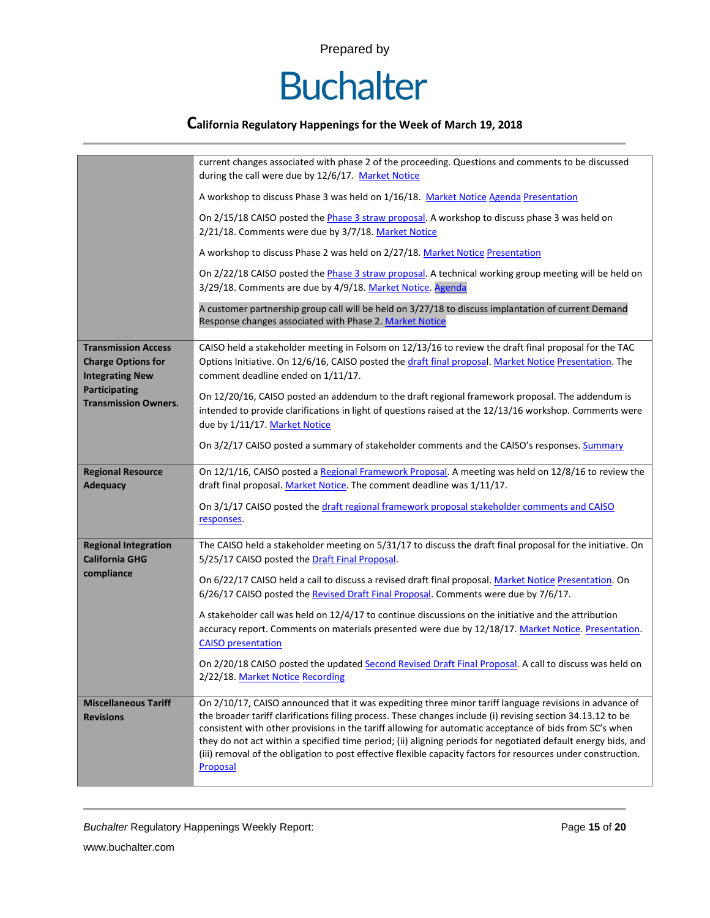| | |
|---|---|
| | current changes associated with phase 2 of the proceeding. Questions and comments to be discussed during the call were due by 12/6/17. Market Notice<br><br>A workshop to discuss Phase 3 was held on 1/16/18. Market Notice Agenda Presentation<br><br>On 2/15/18 CAISO posted the Phase 3 straw proposal. A workshop to discuss phase 3 was held on 2/21/18. Comments were due by 3/7/18. Market Notice<br><br>A workshop to discuss Phase 2 was held on 2/27/18. Market Notice Presentation<br><br>On 2/22/18 CAISO posted the Phase 3 straw proposal. A technical working group meeting will be held on 3/29/18. Comments are due by 4/9/18. Market Notice. Agenda<br><br>A customer partnership group call will be held on 3/27/18 to discuss implantation of current Demand Response changes associated with Phase 2. Market Notice |
| **Transmission Access Charge Options for Integrating New Participating Transmission Owners.** | CAISO held a stakeholder meeting in Folsom on 12/13/16 to review the draft final proposal for the TAC Options Initiative. On 12/6/16, CAISO posted the draft final proposal. Market Notice Presentation. The comment deadline ended on 1/11/17.<br><br>On 12/20/16, CAISO posted an addendum to the draft regional framework proposal. The addendum is intended to provide clarifications in light of questions raised at the 12/13/16 workshop. Comments were due by 1/11/17. Market Notice<br><br>On 3/2/17 CAISO posted a summary of stakeholder comments and the CAISO's responses. Summary |
| **Regional Resource Adequacy** | On 12/1/16, CAISO posted a Regional Framework Proposal. A meeting was held on 12/8/16 to review the draft final proposal. Market Notice. The comment deadline was 1/11/17.<br><br>On 3/1/17 CAISO posted the draft regional framework proposal stakeholder comments and CAISO responses. |
| **Regional Integration California GHG compliance** | The CAISO held a stakeholder meeting on 5/31/17 to discuss the draft final proposal for the initiative. On 5/25/17 CAISO posted the Draft Final Proposal.<br><br>On 6/22/17 CAISO held a call to discuss a revised draft final proposal. Market Notice Presentation. On 6/26/17 CAISO posted the Revised Draft Final Proposal. Comments were due by 7/6/17.<br><br>A stakeholder call was held on 12/4/17 to continue discussions on the initiative and the attribution accuracy report. Comments on materials presented were due by 12/18/17. Market Notice. Presentation. CAISO presentation<br><br>On 2/20/18 CAISO posted the updated Second Revised Draft Final Proposal. A call to discuss was held on 2/22/18. Market Notice Recording |
| **Miscellaneous Tariff Revisions** | On 2/10/17, CAISO announced that it was expediting three minor tariff language revisions in advance of the broader tariff clarifications filing process. These changes include (i) revising section 34.13.12 to be consistent with other provisions in the tariff allowing for automatic acceptance of bids from SC's when they do not act within a specified time period; (ii) aligning periods for negotiated default energy bids, and (iii) removal of the obligation to post effective flexible capacity factors for resources under construction. Proposal |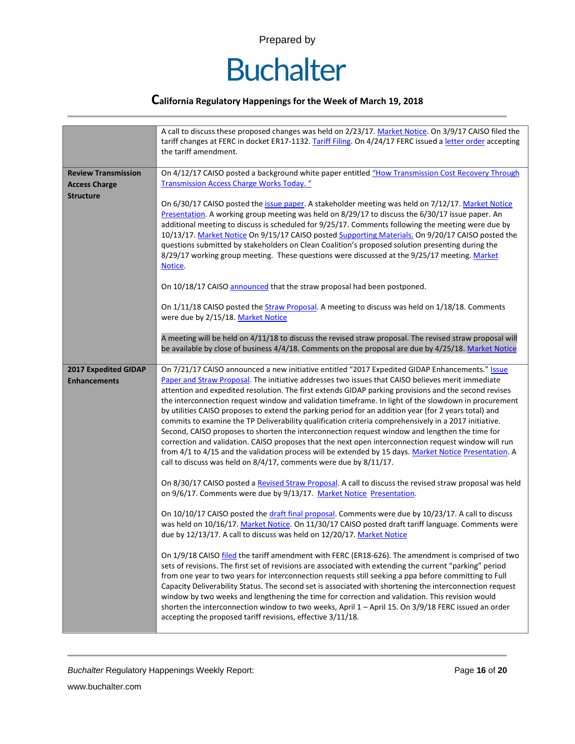| | |
|---|---|
| | A call to discuss these proposed changes was held on 2/23/17. Market Notice. On 3/9/17 CAISO filed the tariff changes at FERC in docket ER17-1132. Tariff Filing. On 4/24/17 FERC issued a letter order accepting the tariff amendment. |
| **Review Transmission Access Charge Structure** | On 4/12/17 CAISO posted a background white paper entitled "How Transmission Cost Recovery Through Transmission Access Charge Works Today. "<br><br>On 6/30/17 CAISO posted the issue paper. A stakeholder meeting was held on 7/12/17. Market Notice Presentation. A working group meeting was held on 8/29/17 to discuss the 6/30/17 issue paper. An additional meeting to discuss is scheduled for 9/25/17. Comments following the meeting were due by 10/13/17. Market Notice On 9/15/17 CAISO posted Supporting Materials. On 9/20/17 CAISO posted the questions submitted by stakeholders on Clean Coalition's proposed solution presenting during the 8/29/17 working group meeting. These questions were discussed at the 9/25/17 meeting. Market Notice.<br><br>On 10/18/17 CAISO announced that the straw proposal had been postponed.<br><br>On 1/11/18 CAISO posted the Straw Proposal. A meeting to discuss was held on 1/18/18. Comments were due by 2/15/18. Market Notice<br><br>A meeting will be held on 4/11/18 to discuss the revised straw proposal. The revised straw proposal will be available by close of business 4/4/18. Comments on the proposal are due by 4/25/18. Market Notice |
| **2017 Expedited GIDAP Enhancements** | On 7/21/17 CAISO announced a new initiative entitled "2017 Expedited GIDAP Enhancements." Issue Paper and Straw Proposal. The initiative addresses two issues that CAISO believes merit immediate attention and expedited resolution. The first extends GIDAP parking provisions and the second revises the interconnection request window and validation timeframe. In light of the slowdown in procurement by utilities CAISO proposes to extend the parking period for an addition year (for 2 years total) and commits to examine the TP Deliverability qualification criteria comprehensively in a 2017 initiative. Second, CAISO proposes to shorten the interconnection request window and lengthen the time for correction and validation. CAISO proposes that the next open interconnection request window will run from 4/1 to 4/15 and the validation process will be extended by 15 days. Market Notice Presentation. A call to discuss was held on 8/4/17, comments were due by 8/11/17.<br><br>On 8/30/17 CAISO posted a Revised Straw Proposal. A call to discuss the revised straw proposal was held on 9/6/17. Comments were due by 9/13/17. Market Notice Presentation.<br><br>On 10/10/17 CAISO posted the draft final proposal. Comments were due by 10/23/17. A call to discuss was held on 10/16/17. Market Notice. On 11/30/17 CAISO posted draft tariff language. Comments were due by 12/13/17. A call to discuss was held on 12/20/17. Market Notice<br><br>On 1/9/18 CAISO filed the tariff amendment with FERC (ER18-626). The amendment is comprised of two sets of revisions. The first set of revisions are associated with extending the current "parking" period from one year to two years for interconnection requests still seeking a ppa before committing to Full Capacity Deliverability Status. The second set is associated with shortening the interconnection request window by two weeks and lengthening the time for correction and validation. This revision would shorten the interconnection window to two weeks, April 1 – April 15. On 3/9/18 FERC issued an order accepting the proposed tariff revisions, effective 3/11/18. |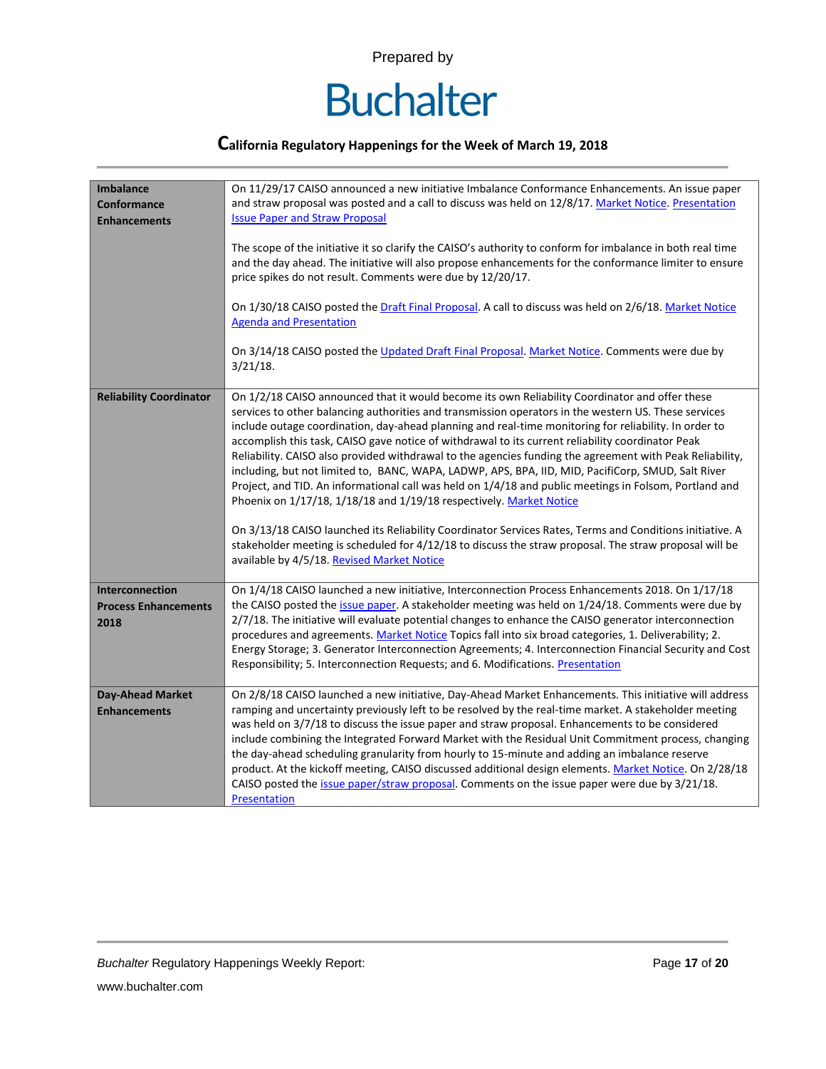| | |
|---|---|
| **Imbalance Conformance Enhancements** | On 11/29/17 CAISO announced a new initiative Imbalance Conformance Enhancements. An issue paper and straw proposal was posted and a call to discuss was held on 12/8/17. Market Notice. Presentation Issue Paper and Straw Proposal<br><br>The scope of the initiative it so clarify the CAISO's authority to conform for imbalance in both real time and the day ahead. The initiative will also propose enhancements for the conformance limiter to ensure price spikes do not result. Comments were due by 12/20/17.<br><br>On 1/30/18 CAISO posted the Draft Final Proposal. A call to discuss was held on 2/6/18. Market Notice Agenda and Presentation<br><br>On 3/14/18 CAISO posted the Updated Draft Final Proposal. Market Notice. Comments were due by 3/21/18. |
| **Reliability Coordinator** | On 1/2/18 CAISO announced that it would become its own Reliability Coordinator and offer these services to other balancing authorities and transmission operators in the western US. These services include outage coordination, day-ahead planning and real-time monitoring for reliability. In order to accomplish this task, CAISO gave notice of withdrawal to its current reliability coordinator Peak Reliability. CAISO also provided withdrawal to the agencies funding the agreement with Peak Reliability, including, but not limited to, BANC, WAPA, LADWP, APS, BPA, IID, MID, PacifiCorp, SMUD, Salt River Project, and TID. An informational call was held on 1/4/18 and public meetings in Folsom, Portland and Phoenix on 1/17/18, 1/18/18 and 1/19/18 respectively. Market Notice<br><br>On 3/13/18 CAISO launched its Reliability Coordinator Services Rates, Terms and Conditions initiative. A stakeholder meeting is scheduled for 4/12/18 to discuss the straw proposal. The straw proposal will be available by 4/5/18. Revised Market Notice |
| **Interconnection Process Enhancements 2018** | On 1/4/18 CAISO launched a new initiative, Interconnection Process Enhancements 2018. On 1/17/18 the CAISO posted the issue paper. A stakeholder meeting was held on 1/24/18. Comments were due by 2/7/18. The initiative will evaluate potential changes to enhance the CAISO generator interconnection procedures and agreements. Market Notice Topics fall into six broad categories, 1. Deliverability; 2. Energy Storage; 3. Generator Interconnection Agreements; 4. Interconnection Financial Security and Cost Responsibility; 5. Interconnection Requests; and 6. Modifications. Presentation |
| **Day-Ahead Market Enhancements** | On 2/8/18 CAISO launched a new initiative, Day-Ahead Market Enhancements. This initiative will address ramping and uncertainty previously left to be resolved by the real-time market. A stakeholder meeting was held on 3/7/18 to discuss the issue paper and straw proposal. Enhancements to be considered include combining the Integrated Forward Market with the Residual Unit Commitment process, changing the day-ahead scheduling granularity from hourly to 15-minute and adding an imbalance reserve product. At the kickoff meeting, CAISO discussed additional design elements. Market Notice. On 2/28/18 CAISO posted the issue paper/straw proposal. Comments on the issue paper were due by 3/21/18. Presentation |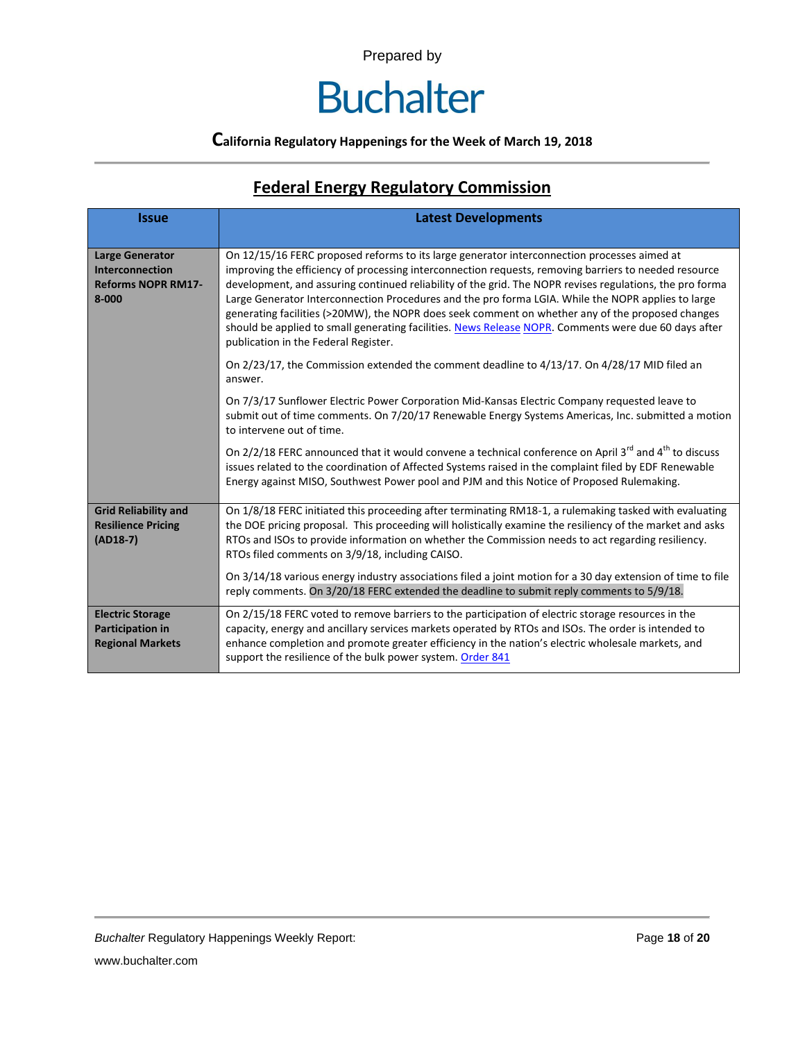Prepared by

# Buchalter

**California Regulatory Happenings for the Week of March 19, 2018**

## Federal Energy Regulatory Commission

| Issue | Latest Developments |
|---|---|
| **Large Generator Interconnection Reforms NOPR RM17-8-000** | On 12/15/16 FERC proposed reforms to its large generator interconnection processes aimed at improving the efficiency of processing interconnection requests, removing barriers to needed resource development, and assuring continued reliability of the grid. The NOPR revises regulations, the pro forma Large Generator Interconnection Procedures and the pro forma LGIA. While the NOPR applies to large generating facilities (>20MW), the NOPR does seek comment on whether any of the proposed changes should be applied to small generating facilities. News Release NOPR. Comments were due 60 days after publication in the Federal Register.<br><br>On 2/23/17, the Commission extended the comment deadline to 4/13/17. On 4/28/17 MID filed an answer.<br><br>On 7/3/17 Sunflower Electric Power Corporation Mid-Kansas Electric Company requested leave to submit out of time comments. On 7/20/17 Renewable Energy Systems Americas, Inc. submitted a motion to intervene out of time.<br><br>On 2/2/18 FERC announced that it would convene a technical conference on April 3rd and 4th to discuss issues related to the coordination of Affected Systems raised in the complaint filed by EDF Renewable Energy against MISO, Southwest Power pool and PJM and this Notice of Proposed Rulemaking. |
| **Grid Reliability and Resilience Pricing (AD18-7)** | On 1/8/18 FERC initiated this proceeding after terminating RM18-1, a rulemaking tasked with evaluating the DOE pricing proposal. This proceeding will holistically examine the resiliency of the market and asks RTOs and ISOs to provide information on whether the Commission needs to act regarding resiliency. RTOs filed comments on 3/9/18, including CAISO.<br><br>On 3/14/18 various energy industry associations filed a joint motion for a 30 day extension of time to file reply comments. On 3/20/18 FERC extended the deadline to submit reply comments to 5/9/18. |
| **Electric Storage Participation in Regional Markets** | On 2/15/18 FERC voted to remove barriers to the participation of electric storage resources in the capacity, energy and ancillary services markets operated by RTOs and ISOs. The order is intended to enhance completion and promote greater efficiency in the nation's electric wholesale markets, and support the resilience of the bulk power system. Order 841 |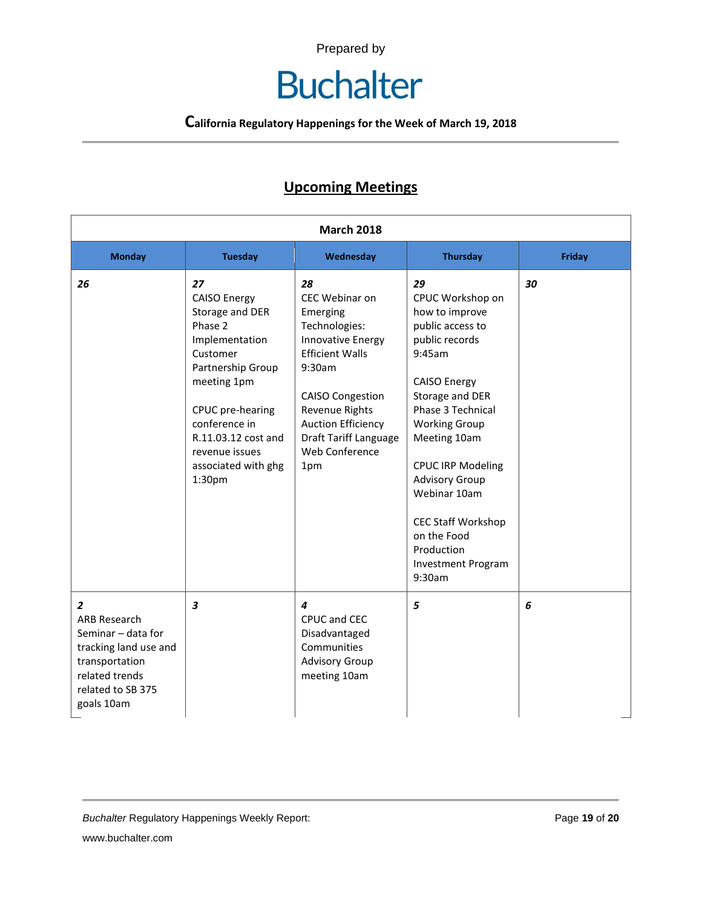Prepared by

# Buchalter

**California Regulatory Happenings for the Week of March 19, 2018**

## Upcoming Meetings

| March 2018 | | | | |
|---|---|---|---|---|
| **Monday** | **Tuesday** | **Wednesday** | **Thursday** | **Friday** |
| ***26*** | ***27*** CAISO Energy Storage and DER Phase 2 Implementation Customer Partnership Group meeting 1pm<br><br>CPUC pre-hearing conference in R.11.03.12 cost and revenue issues associated with ghg 1:30pm | ***28*** CEC Webinar on Emerging Technologies: Innovative Energy Efficient Walls 9:30am<br><br>CAISO Congestion Revenue Rights Auction Efficiency Draft Tariff Language Web Conference 1pm | ***29*** CPUC Workshop on how to improve public access to public records 9:45am<br><br>CAISO Energy Storage and DER Phase 3 Technical Working Group Meeting 10am<br><br>CPUC IRP Modeling Advisory Group Webinar 10am<br><br>CEC Staff Workshop on the Food Production Investment Program 9:30am | ***30*** |
| ***2*** ARB Research Seminar – data for tracking land use and transportation related trends related to SB 375 goals 10am | ***3*** | ***4*** CPUC and CEC Disadvantaged Communities Advisory Group meeting 10am | ***5*** | ***6*** |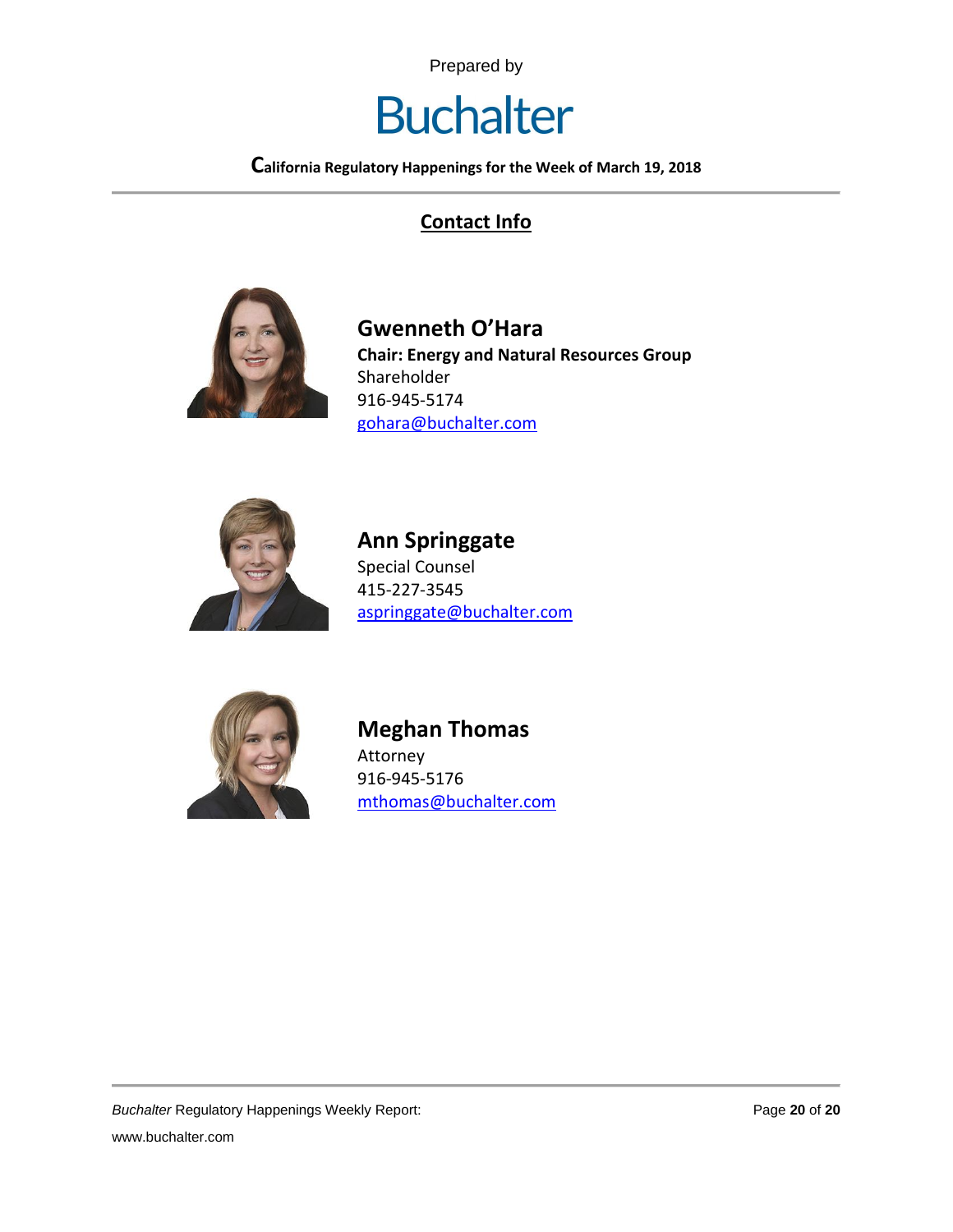Prepared by

# Buchalter

**California Regulatory Happenings for the Week of March 19, 2018**

## Contact Info

### Gwenneth O'Hara

**Chair: Energy and Natural Resources Group**
Shareholder
916-945-5174
gohara@buchalter.com

### Ann Springgate

Special Counsel
415-227-3545
aspringgate@buchalter.com

### Meghan Thomas

Attorney
916-945-5176
mthomas@buchalter.com